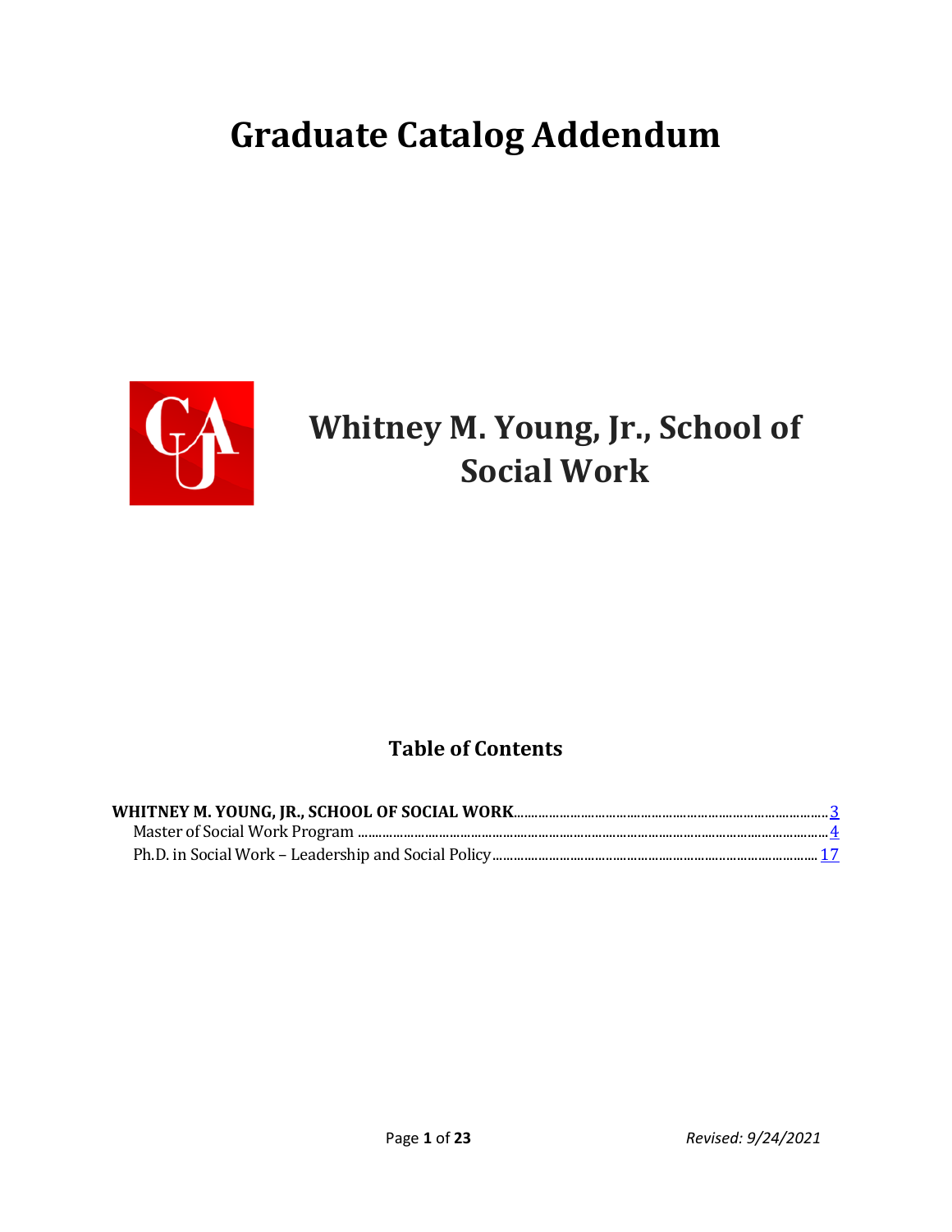# Graduate Catalog Addendum

# Whitney M. Young, Jr., School of Social Work

## Table of Contents

**WHITNEY M. YOUNG, JR., SCHOOL OF SOCIAL WORK** .......... 3

- Master of Social Work Program .......... 4
- Ph.D. in Social Work – Leadership and Social Policy .......... 17

*Revised: 9/24/2021*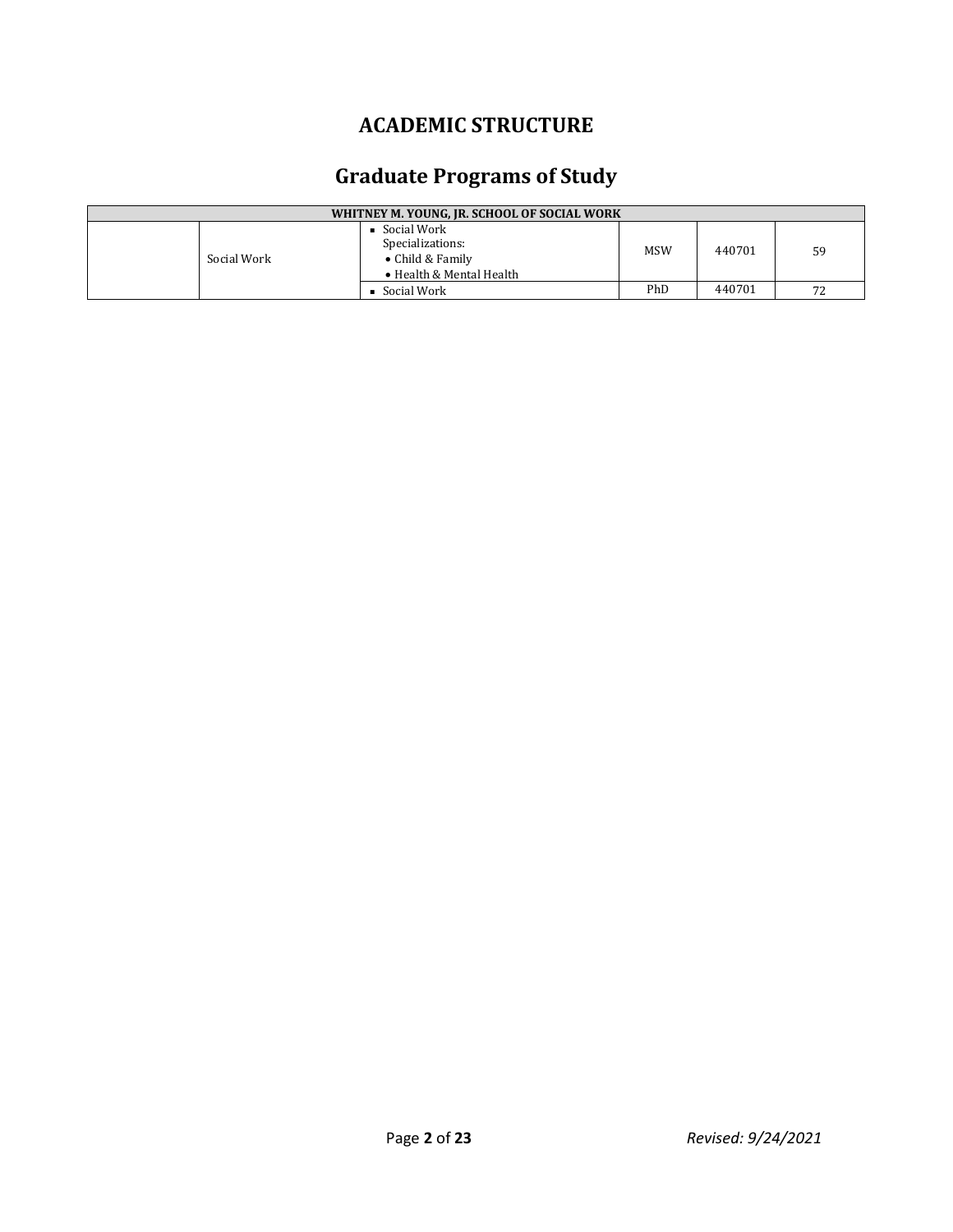# ACADEMIC STRUCTURE

## Graduate Programs of Study

| WHITNEY M. YOUNG, JR. SCHOOL OF SOCIAL WORK | | | | | |
|---|---|---|---|---|---|
| | Social Work | ▪ Social Work<br>Specializations:<br>• Child & Family<br>• Health & Mental Health | MSW | 440701 | 59 |
| | | ▪ Social Work | PhD | 440701 | 72 |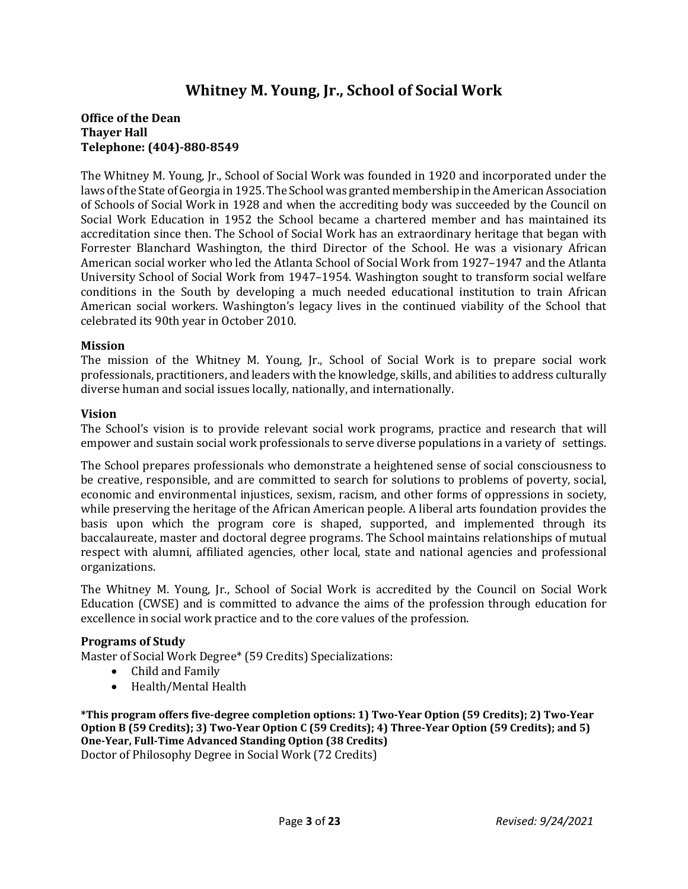# Whitney M. Young, Jr., School of Social Work

**Office of the Dean**
**Thayer Hall**
**Telephone: (404)-880-8549**

The Whitney M. Young, Jr., School of Social Work was founded in 1920 and incorporated under the laws of the State of Georgia in 1925. The School was granted membership in the American Association of Schools of Social Work in 1928 and when the accrediting body was succeeded by the Council on Social Work Education in 1952 the School became a chartered member and has maintained its accreditation since then. The School of Social Work has an extraordinary heritage that began with Forrester Blanchard Washington, the third Director of the School. He was a visionary African American social worker who led the Atlanta School of Social Work from 1927–1947 and the Atlanta University School of Social Work from 1947–1954. Washington sought to transform social welfare conditions in the South by developing a much needed educational institution to train African American social workers. Washington's legacy lives in the continued viability of the School that celebrated its 90th year in October 2010.

### Mission

The mission of the Whitney M. Young, Jr., School of Social Work is to prepare social work professionals, practitioners, and leaders with the knowledge, skills, and abilities to address culturally diverse human and social issues locally, nationally, and internationally.

### Vision

The School's vision is to provide relevant social work programs, practice and research that will empower and sustain social work professionals to serve diverse populations in a variety of settings.

The School prepares professionals who demonstrate a heightened sense of social consciousness to be creative, responsible, and are committed to search for solutions to problems of poverty, social, economic and environmental injustices, sexism, racism, and other forms of oppressions in society, while preserving the heritage of the African American people. A liberal arts foundation provides the basis upon which the program core is shaped, supported, and implemented through its baccalaureate, master and doctoral degree programs. The School maintains relationships of mutual respect with alumni, affiliated agencies, other local, state and national agencies and professional organizations.

The Whitney M. Young, Jr., School of Social Work is accredited by the Council on Social Work Education (CWSE) and is committed to advance the aims of the profession through education for excellence in social work practice and to the core values of the profession.

### Programs of Study

Master of Social Work Degree* (59 Credits) Specializations:

- Child and Family
- Health/Mental Health

**\*This program offers five-degree completion options: 1) Two-Year Option (59 Credits); 2) Two-Year Option B (59 Credits); 3) Two-Year Option C (59 Credits); 4) Three-Year Option (59 Credits); and 5) One-Year, Full-Time Advanced Standing Option (38 Credits)**

Doctor of Philosophy Degree in Social Work (72 Credits)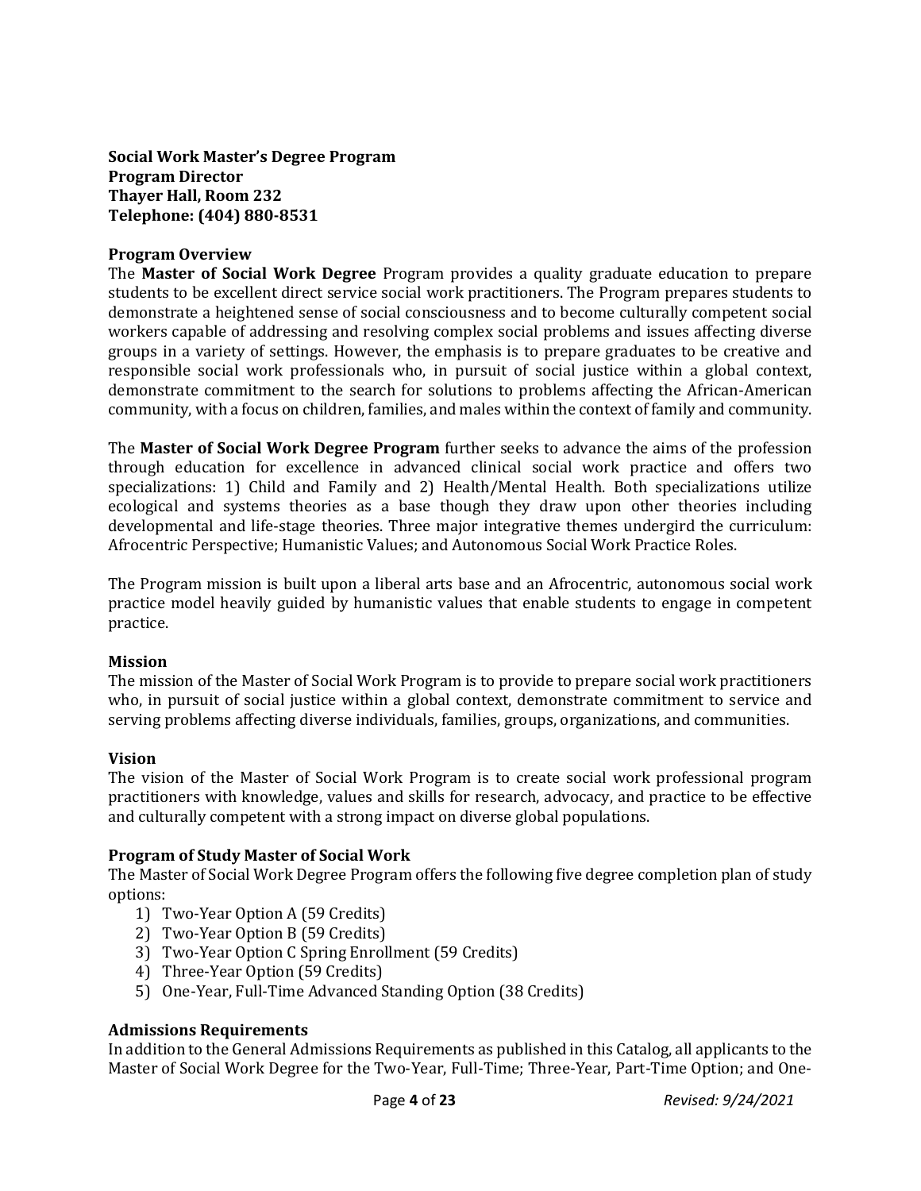**Social Work Master's Degree Program**
**Program Director**
**Thayer Hall, Room 232**
**Telephone: (404) 880-8531**

## Program Overview

The **Master of Social Work Degree** Program provides a quality graduate education to prepare students to be excellent direct service social work practitioners. The Program prepares students to demonstrate a heightened sense of social consciousness and to become culturally competent social workers capable of addressing and resolving complex social problems and issues affecting diverse groups in a variety of settings. However, the emphasis is to prepare graduates to be creative and responsible social work professionals who, in pursuit of social justice within a global context, demonstrate commitment to the search for solutions to problems affecting the African-American community, with a focus on children, families, and males within the context of family and community.

The **Master of Social Work Degree Program** further seeks to advance the aims of the profession through education for excellence in advanced clinical social work practice and offers two specializations: 1) Child and Family and 2) Health/Mental Health. Both specializations utilize ecological and systems theories as a base though they draw upon other theories including developmental and life-stage theories. Three major integrative themes undergird the curriculum: Afrocentric Perspective; Humanistic Values; and Autonomous Social Work Practice Roles.

The Program mission is built upon a liberal arts base and an Afrocentric, autonomous social work practice model heavily guided by humanistic values that enable students to engage in competent practice.

## Mission

The mission of the Master of Social Work Program is to provide to prepare social work practitioners who, in pursuit of social justice within a global context, demonstrate commitment to service and serving problems affecting diverse individuals, families, groups, organizations, and communities.

## Vision

The vision of the Master of Social Work Program is to create social work professional program practitioners with knowledge, values and skills for research, advocacy, and practice to be effective and culturally competent with a strong impact on diverse global populations.

## Program of Study Master of Social Work

The Master of Social Work Degree Program offers the following five degree completion plan of study options:

1) Two-Year Option A (59 Credits)
2) Two-Year Option B (59 Credits)
3) Two-Year Option C Spring Enrollment (59 Credits)
4) Three-Year Option (59 Credits)
5) One-Year, Full-Time Advanced Standing Option (38 Credits)

## Admissions Requirements

In addition to the General Admissions Requirements as published in this Catalog, all applicants to the Master of Social Work Degree for the Two-Year, Full-Time; Three-Year, Part-Time Option; and One-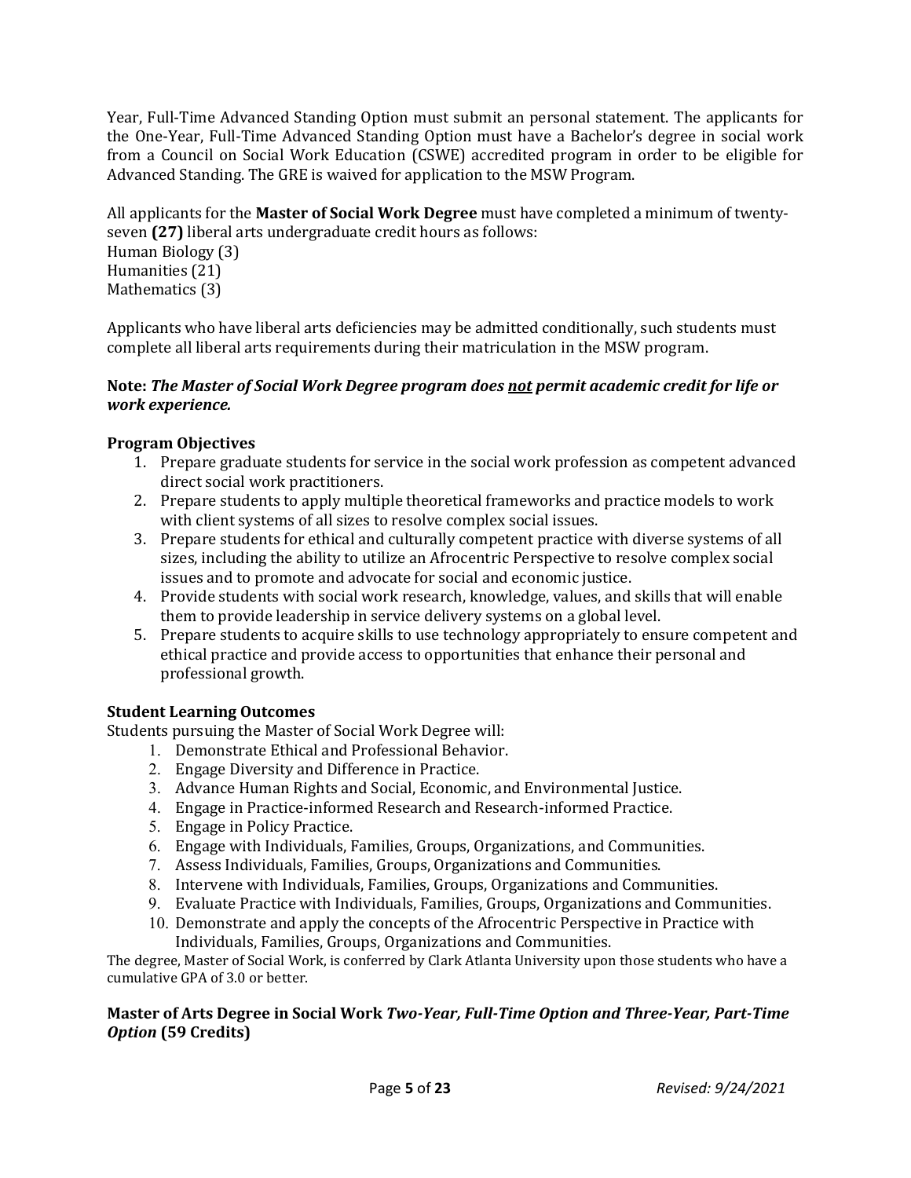Year, Full-Time Advanced Standing Option must submit an personal statement. The applicants for the One-Year, Full-Time Advanced Standing Option must have a Bachelor's degree in social work from a Council on Social Work Education (CSWE) accredited program in order to be eligible for Advanced Standing. The GRE is waived for application to the MSW Program.

All applicants for the **Master of Social Work Degree** must have completed a minimum of twenty-seven **(27)** liberal arts undergraduate credit hours as follows:
Human Biology (3)
Humanities (21)
Mathematics (3)

Applicants who have liberal arts deficiencies may be admitted conditionally, such students must complete all liberal arts requirements during their matriculation in the MSW program.

**Note:** ***The Master of Social Work Degree program does <u>not</u> permit academic credit for life or work experience.***

**Program Objectives**

1. Prepare graduate students for service in the social work profession as competent advanced direct social work practitioners.
2. Prepare students to apply multiple theoretical frameworks and practice models to work with client systems of all sizes to resolve complex social issues.
3. Prepare students for ethical and culturally competent practice with diverse systems of all sizes, including the ability to utilize an Afrocentric Perspective to resolve complex social issues and to promote and advocate for social and economic justice.
4. Provide students with social work research, knowledge, values, and skills that will enable them to provide leadership in service delivery systems on a global level.
5. Prepare students to acquire skills to use technology appropriately to ensure competent and ethical practice and provide access to opportunities that enhance their personal and professional growth.

**Student Learning Outcomes**

Students pursuing the Master of Social Work Degree will:

1. Demonstrate Ethical and Professional Behavior.
2. Engage Diversity and Difference in Practice.
3. Advance Human Rights and Social, Economic, and Environmental Justice.
4. Engage in Practice-informed Research and Research-informed Practice.
5. Engage in Policy Practice.
6. Engage with Individuals, Families, Groups, Organizations, and Communities.
7. Assess Individuals, Families, Groups, Organizations and Communities.
8. Intervene with Individuals, Families, Groups, Organizations and Communities.
9. Evaluate Practice with Individuals, Families, Groups, Organizations and Communities.
10. Demonstrate and apply the concepts of the Afrocentric Perspective in Practice with Individuals, Families, Groups, Organizations and Communities.

The degree, Master of Social Work, is conferred by Clark Atlanta University upon those students who have a cumulative GPA of 3.0 or better.

**Master of Arts Degree in Social Work *Two-Year, Full-Time Option and Three-Year, Part-Time Option* (59 Credits)**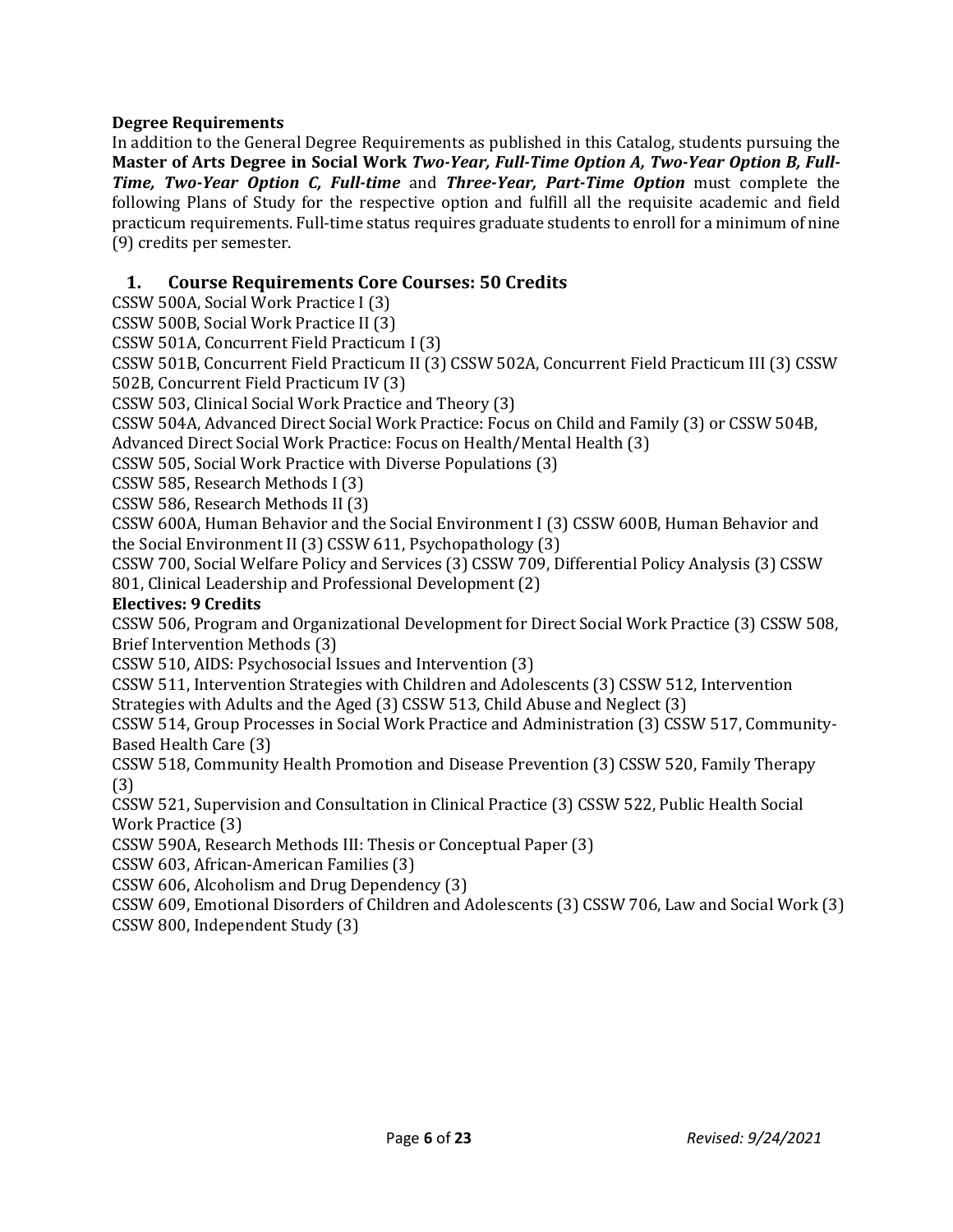**Degree Requirements**

In addition to the General Degree Requirements as published in this Catalog, students pursuing the **Master of Arts Degree in Social Work** ***Two-Year, Full-Time Option A, Two-Year Option B, Full-Time, Two-Year Option C, Full-time*** and ***Three-Year, Part-Time Option*** must complete the following Plans of Study for the respective option and fulfill all the requisite academic and field practicum requirements. Full-time status requires graduate students to enroll for a minimum of nine (9) credits per semester.

## 1. Course Requirements Core Courses: 50 Credits

CSSW 500A, Social Work Practice I (3)
CSSW 500B, Social Work Practice II (3)
CSSW 501A, Concurrent Field Practicum I (3)
CSSW 501B, Concurrent Field Practicum II (3) CSSW 502A, Concurrent Field Practicum III (3) CSSW 502B, Concurrent Field Practicum IV (3)
CSSW 503, Clinical Social Work Practice and Theory (3)
CSSW 504A, Advanced Direct Social Work Practice: Focus on Child and Family (3) or CSSW 504B, Advanced Direct Social Work Practice: Focus on Health/Mental Health (3)
CSSW 505, Social Work Practice with Diverse Populations (3)
CSSW 585, Research Methods I (3)
CSSW 586, Research Methods II (3)
CSSW 600A, Human Behavior and the Social Environment I (3) CSSW 600B, Human Behavior and the Social Environment II (3) CSSW 611, Psychopathology (3)
CSSW 700, Social Welfare Policy and Services (3) CSSW 709, Differential Policy Analysis (3) CSSW 801, Clinical Leadership and Professional Development (2)

**Electives: 9 Credits**

CSSW 506, Program and Organizational Development for Direct Social Work Practice (3) CSSW 508, Brief Intervention Methods (3)
CSSW 510, AIDS: Psychosocial Issues and Intervention (3)
CSSW 511, Intervention Strategies with Children and Adolescents (3) CSSW 512, Intervention Strategies with Adults and the Aged (3) CSSW 513, Child Abuse and Neglect (3)
CSSW 514, Group Processes in Social Work Practice and Administration (3) CSSW 517, Community-Based Health Care (3)
CSSW 518, Community Health Promotion and Disease Prevention (3) CSSW 520, Family Therapy (3)
CSSW 521, Supervision and Consultation in Clinical Practice (3) CSSW 522, Public Health Social Work Practice (3)
CSSW 590A, Research Methods III: Thesis or Conceptual Paper (3)
CSSW 603, African-American Families (3)
CSSW 606, Alcoholism and Drug Dependency (3)
CSSW 609, Emotional Disorders of Children and Adolescents (3) CSSW 706, Law and Social Work (3)
CSSW 800, Independent Study (3)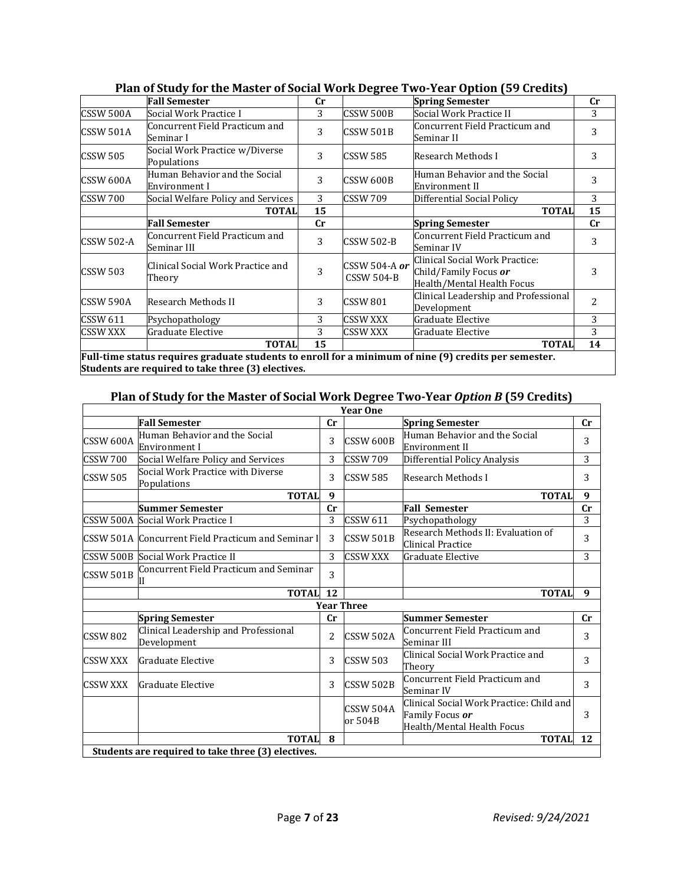## Plan of Study for the Master of Social Work Degree Two-Year Option (59 Credits)

| | Fall Semester | Cr | | Spring Semester | Cr |
|---|---|---|---|---|---|
| CSSW 500A | Social Work Practice I | 3 | CSSW 500B | Social Work Practice II | 3 |
| CSSW 501A | Concurrent Field Practicum and Seminar I | 3 | CSSW 501B | Concurrent Field Practicum and Seminar II | 3 |
| CSSW 505 | Social Work Practice w/Diverse Populations | 3 | CSSW 585 | Research Methods I | 3 |
| CSSW 600A | Human Behavior and the Social Environment I | 3 | CSSW 600B | Human Behavior and the Social Environment II | 3 |
| CSSW 700 | Social Welfare Policy and Services | 3 | CSSW 709 | Differential Social Policy | 3 |
| | **TOTAL** | **15** | | **TOTAL** | **15** |
| | **Fall Semester** | **Cr** | | **Spring Semester** | **Cr** |
| CSSW 502-A | Concurrent Field Practicum and Seminar III | 3 | CSSW 502-B | Concurrent Field Practicum and Seminar IV | 3 |
| CSSW 503 | Clinical Social Work Practice and Theory | 3 | CSSW 504-A *or* CSSW 504-B | Clinical Social Work Practice: Child/Family Focus *or* Health/Mental Health Focus | 3 |
| CSSW 590A | Research Methods II | 3 | CSSW 801 | Clinical Leadership and Professional Development | 2 |
| CSSW 611 | Psychopathology | 3 | CSSW XXX | Graduate Elective | 3 |
| CSSW XXX | Graduate Elective | 3 | CSSW XXX | Graduate Elective | 3 |
| | **TOTAL** | **15** | | **TOTAL** | **14** |

**Full-time status requires graduate students to enroll for a minimum of nine (9) credits per semester. Students are required to take three (3) electives.**

## Plan of Study for the Master of Social Work Degree Two-Year *Option B* (59 Credits)

| | | | Year One | | |
|---|---|---|---|---|---|
| | **Fall Semester** | **Cr** | | **Spring Semester** | **Cr** |
| CSSW 600A | Human Behavior and the Social Environment I | 3 | CSSW 600B | Human Behavior and the Social Environment II | 3 |
| CSSW 700 | Social Welfare Policy and Services | 3 | CSSW 709 | Differential Policy Analysis | 3 |
| CSSW 505 | Social Work Practice with Diverse Populations | 3 | CSSW 585 | Research Methods I | 3 |
| | **TOTAL** | **9** | | **TOTAL** | **9** |
| | **Summer Semester** | **Cr** | | **Fall Semester** | **Cr** |
| CSSW 500A | Social Work Practice I | 3 | CSSW 611 | Psychopathology | 3 |
| CSSW 501A | Concurrent Field Practicum and Seminar I | 3 | CSSW 501B | Research Methods II: Evaluation of Clinical Practice | 3 |
| CSSW 500B | Social Work Practice II | 3 | CSSW XXX | Graduate Elective | 3 |
| CSSW 501B | Concurrent Field Practicum and Seminar II | 3 | | | |
| | **TOTAL** | **12** | | **TOTAL** | **9** |
| | | | **Year Three** | | |
| | **Spring Semester** | **Cr** | | **Summer Semester** | **Cr** |
| CSSW 802 | Clinical Leadership and Professional Development | 2 | CSSW 502A | Concurrent Field Practicum and Seminar III | 3 |
| CSSW XXX | Graduate Elective | 3 | CSSW 503 | Clinical Social Work Practice and Theory | 3 |
| CSSW XXX | Graduate Elective | 3 | CSSW 502B | Concurrent Field Practicum and Seminar IV | 3 |
| | | | CSSW 504A or 504B | Clinical Social Work Practice: Child and Family Focus *or* Health/Mental Health Focus | 3 |
| | **TOTAL** | **8** | | **TOTAL** | **12** |

**Students are required to take three (3) electives.**

*Revised: 9/24/2021*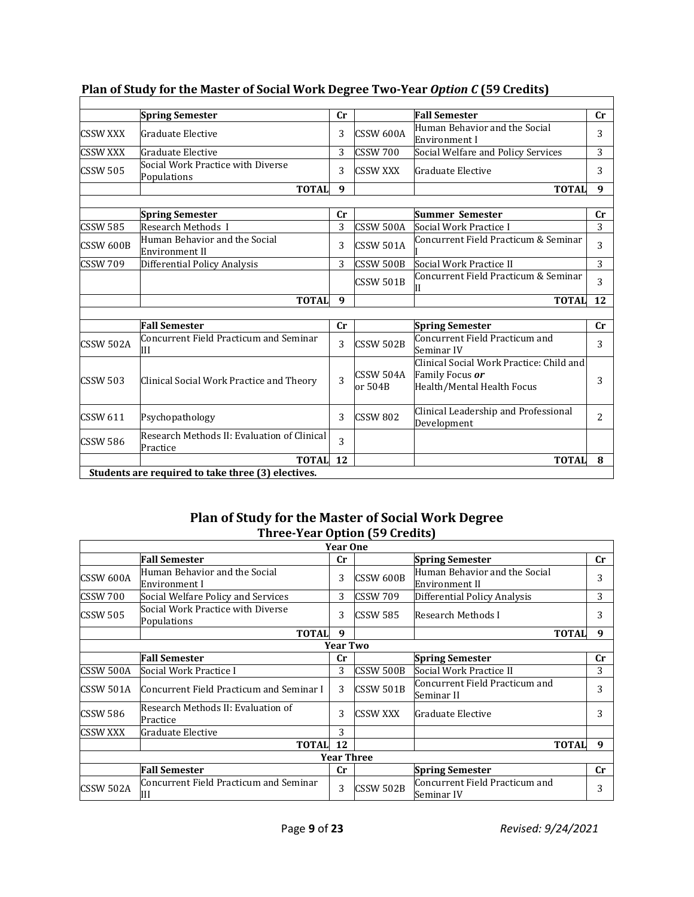## Plan of Study for the Master of Social Work Degree Two-Year *Option C* (59 Credits)

| | Spring Semester | Cr | | Fall Semester | Cr |
|---|---|---|---|---|---|
| CSSW XXX | Graduate Elective | 3 | CSSW 600A | Human Behavior and the Social Environment I | 3 |
| CSSW XXX | Graduate Elective | 3 | CSSW 700 | Social Welfare and Policy Services | 3 |
| CSSW 505 | Social Work Practice with Diverse Populations | 3 | CSSW XXX | Graduate Elective | 3 |
| | **TOTAL** | **9** | | **TOTAL** | **9** |
| | | | | | |
| | **Spring Semester** | **Cr** | | **Summer Semester** | **Cr** |
| CSSW 585 | Research Methods I | 3 | CSSW 500A | Social Work Practice I | 3 |
| CSSW 600B | Human Behavior and the Social Environment II | 3 | CSSW 501A | Concurrent Field Practicum & Seminar I | 3 |
| CSSW 709 | Differential Policy Analysis | 3 | CSSW 500B | Social Work Practice II | 3 |
| | | | CSSW 501B | Concurrent Field Practicum & Seminar II | 3 |
| | **TOTAL** | **9** | | **TOTAL** | **12** |
| | | | | | |
| | **Fall Semester** | **Cr** | | **Spring Semester** | **Cr** |
| CSSW 502A | Concurrent Field Practicum and Seminar III | 3 | CSSW 502B | Concurrent Field Practicum and Seminar IV | 3 |
| CSSW 503 | Clinical Social Work Practice and Theory | 3 | CSSW 504A or 504B | Clinical Social Work Practice: Child and Family Focus ***or*** Health/Mental Health Focus | 3 |
| CSSW 611 | Psychopathology | 3 | CSSW 802 | Clinical Leadership and Professional Development | 2 |
| CSSW 586 | Research Methods II: Evaluation of Clinical Practice | 3 | | | |
| | **TOTAL** | **12** | | **TOTAL** | **8** |

**Students are required to take three (3) electives.**

## Plan of Study for the Master of Social Work Degree Three-Year Option (59 Credits)

| | | | | | |
|---|---|---|---|---|---|
| | | **Year One** | | | |
| | **Fall Semester** | **Cr** | | **Spring Semester** | **Cr** |
| CSSW 600A | Human Behavior and the Social Environment I | 3 | CSSW 600B | Human Behavior and the Social Environment II | 3 |
| CSSW 700 | Social Welfare Policy and Services | 3 | CSSW 709 | Differential Policy Analysis | 3 |
| CSSW 505 | Social Work Practice with Diverse Populations | 3 | CSSW 585 | Research Methods I | 3 |
| | **TOTAL** | **9** | | **TOTAL** | **9** |
| | | **Year Two** | | | |
| | **Fall Semester** | **Cr** | | **Spring Semester** | **Cr** |
| CSSW 500A | Social Work Practice I | 3 | CSSW 500B | Social Work Practice II | 3 |
| CSSW 501A | Concurrent Field Practicum and Seminar I | 3 | CSSW 501B | Concurrent Field Practicum and Seminar II | 3 |
| CSSW 586 | Research Methods II: Evaluation of Practice | 3 | CSSW XXX | Graduate Elective | 3 |
| CSSW XXX | Graduate Elective | 3 | | | |
| | **TOTAL** | **12** | | **TOTAL** | **9** |
| | | **Year Three** | | | |
| | **Fall Semester** | **Cr** | | **Spring Semester** | **Cr** |
| CSSW 502A | Concurrent Field Practicum and Seminar III | 3 | CSSW 502B | Concurrent Field Practicum and Seminar IV | 3 |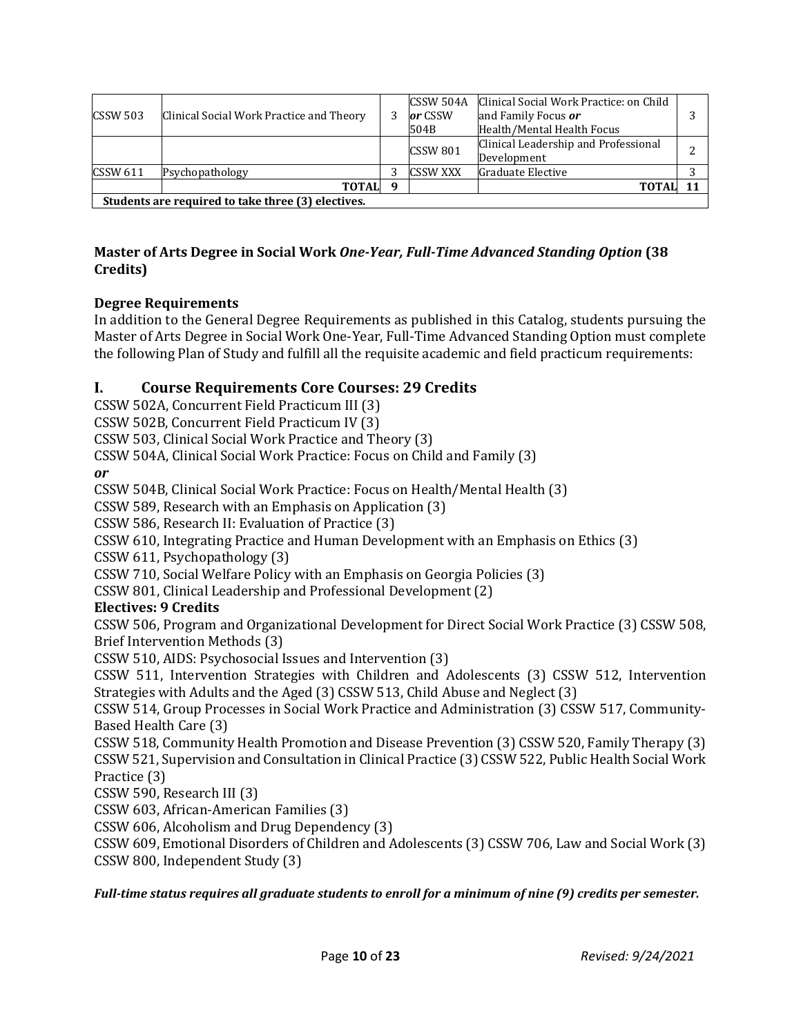| CSSW 503 | Clinical Social Work Practice and Theory | 3 | CSSW 504A ***or*** CSSW 504B | Clinical Social Work Practice: on Child and Family Focus ***or*** Health/Mental Health Focus | 3 |
|---|---|---|---|---|---|
| | | | CSSW 801 | Clinical Leadership and Professional Development | 2 |
| CSSW 611 | Psychopathology | 3 | CSSW XXX | Graduate Elective | 3 |
| | **TOTAL** | **9** | | **TOTAL** | **11** |
| **Students are required to take three (3) electives.** | | | | | |

### Master of Arts Degree in Social Work *One-Year, Full-Time Advanced Standing Option* (38 Credits)

### Degree Requirements

In addition to the General Degree Requirements as published in this Catalog, students pursuing the Master of Arts Degree in Social Work One-Year, Full-Time Advanced Standing Option must complete the following Plan of Study and fulfill all the requisite academic and field practicum requirements:

## I. Course Requirements Core Courses: 29 Credits

CSSW 502A, Concurrent Field Practicum III (3)
CSSW 502B, Concurrent Field Practicum IV (3)
CSSW 503, Clinical Social Work Practice and Theory (3)
CSSW 504A, Clinical Social Work Practice: Focus on Child and Family (3)
***or***
CSSW 504B, Clinical Social Work Practice: Focus on Health/Mental Health (3)
CSSW 589, Research with an Emphasis on Application (3)
CSSW 586, Research II: Evaluation of Practice (3)
CSSW 610, Integrating Practice and Human Development with an Emphasis on Ethics (3)
CSSW 611, Psychopathology (3)
CSSW 710, Social Welfare Policy with an Emphasis on Georgia Policies (3)
CSSW 801, Clinical Leadership and Professional Development (2)

**Electives: 9 Credits**

CSSW 506, Program and Organizational Development for Direct Social Work Practice (3) CSSW 508, Brief Intervention Methods (3)
CSSW 510, AIDS: Psychosocial Issues and Intervention (3)
CSSW 511, Intervention Strategies with Children and Adolescents (3) CSSW 512, Intervention Strategies with Adults and the Aged (3) CSSW 513, Child Abuse and Neglect (3)
CSSW 514, Group Processes in Social Work Practice and Administration (3) CSSW 517, Community-Based Health Care (3)
CSSW 518, Community Health Promotion and Disease Prevention (3) CSSW 520, Family Therapy (3)
CSSW 521, Supervision and Consultation in Clinical Practice (3) CSSW 522, Public Health Social Work Practice (3)
CSSW 590, Research III (3)
CSSW 603, African-American Families (3)
CSSW 606, Alcoholism and Drug Dependency (3)
CSSW 609, Emotional Disorders of Children and Adolescents (3) CSSW 706, Law and Social Work (3)
CSSW 800, Independent Study (3)

***Full-time status requires all graduate students to enroll for a minimum of nine (9) credits per semester.***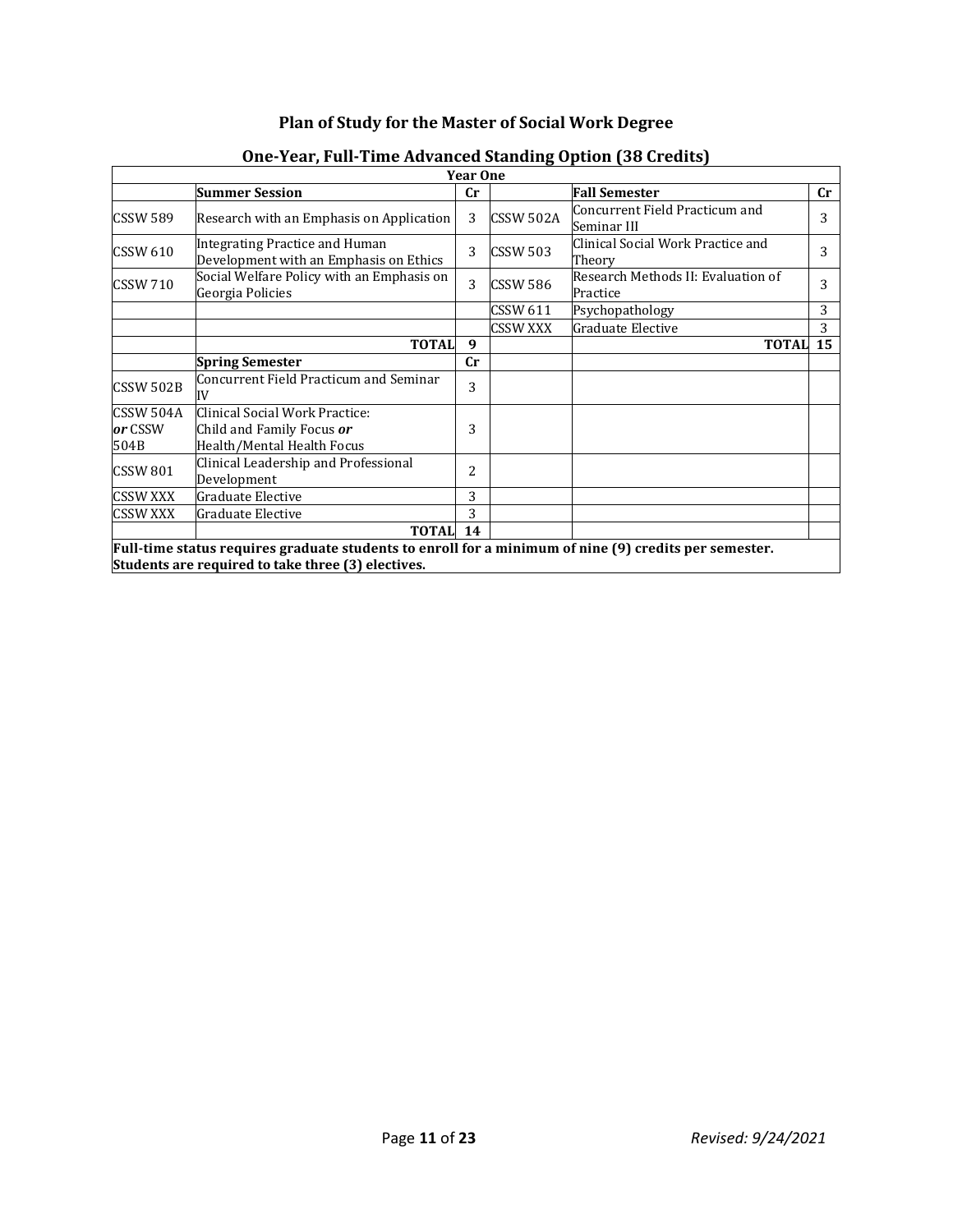## Plan of Study for the Master of Social Work Degree

### One-Year, Full-Time Advanced Standing Option (38 Credits)

| Year One | | | | | |
|---|---|---|---|---|---|
| | **Summer Session** | **Cr** | | **Fall Semester** | **Cr** |
| CSSW 589 | Research with an Emphasis on Application | 3 | CSSW 502A | Concurrent Field Practicum and Seminar III | 3 |
| CSSW 610 | Integrating Practice and Human Development with an Emphasis on Ethics | 3 | CSSW 503 | Clinical Social Work Practice and Theory | 3 |
| CSSW 710 | Social Welfare Policy with an Emphasis on Georgia Policies | 3 | CSSW 586 | Research Methods II: Evaluation of Practice | 3 |
| | | | CSSW 611 | Psychopathology | 3 |
| | | | CSSW XXX | Graduate Elective | 3 |
| | **TOTAL** | **9** | | **TOTAL** | **15** |
| | **Spring Semester** | **Cr** | | | |
| CSSW 502B | Concurrent Field Practicum and Seminar IV | 3 | | | |
| CSSW 504A ***or*** CSSW 504B | Clinical Social Work Practice: Child and Family Focus ***or*** Health/Mental Health Focus | 3 | | | |
| CSSW 801 | Clinical Leadership and Professional Development | 2 | | | |
| CSSW XXX | Graduate Elective | 3 | | | |
| CSSW XXX | Graduate Elective | 3 | | | |
| | **TOTAL** | **14** | | | |

**Full-time status requires graduate students to enroll for a minimum of nine (9) credits per semester. Students are required to take three (3) electives.**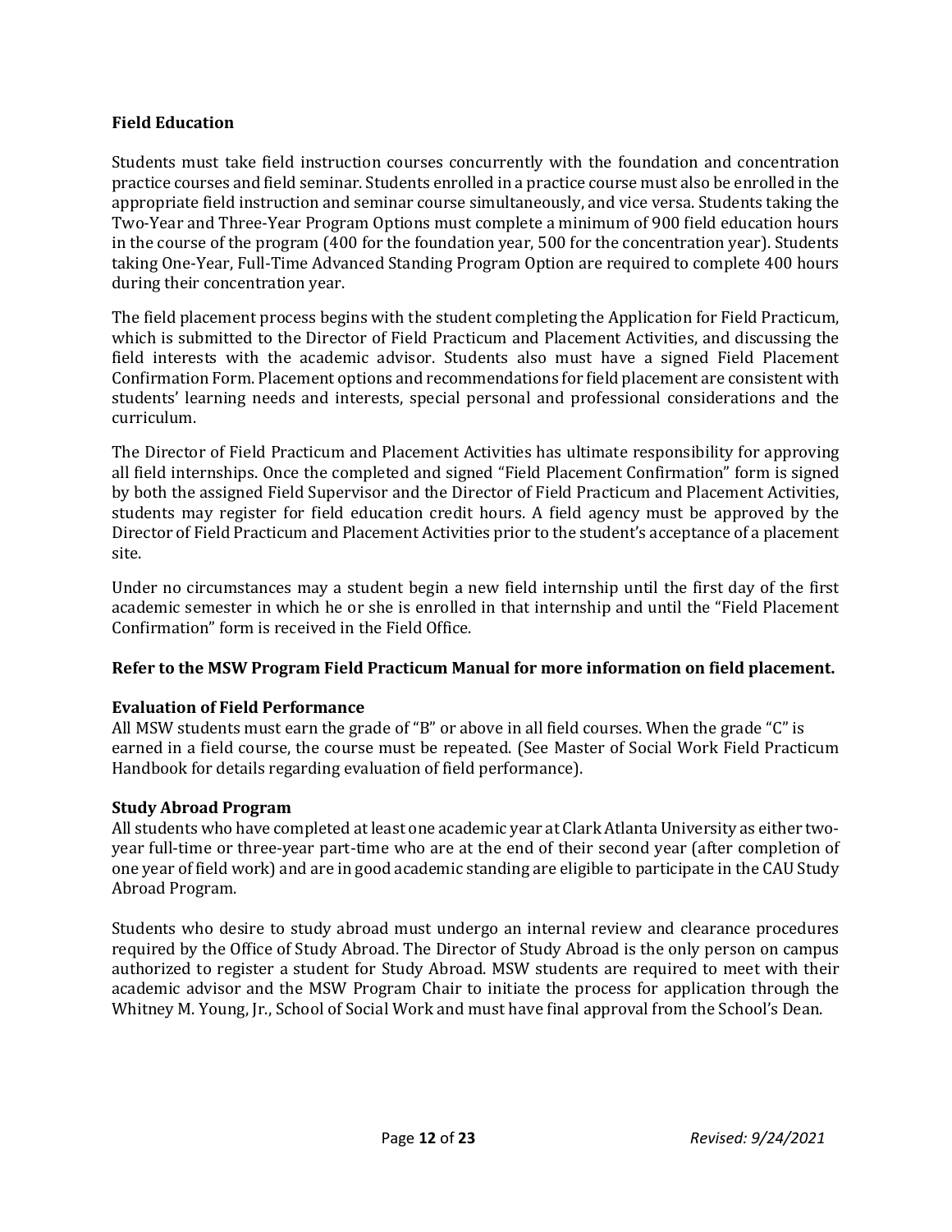## Field Education

Students must take field instruction courses concurrently with the foundation and concentration practice courses and field seminar. Students enrolled in a practice course must also be enrolled in the appropriate field instruction and seminar course simultaneously, and vice versa. Students taking the Two-Year and Three-Year Program Options must complete a minimum of 900 field education hours in the course of the program (400 for the foundation year, 500 for the concentration year). Students taking One-Year, Full-Time Advanced Standing Program Option are required to complete 400 hours during their concentration year.

The field placement process begins with the student completing the Application for Field Practicum, which is submitted to the Director of Field Practicum and Placement Activities, and discussing the field interests with the academic advisor. Students also must have a signed Field Placement Confirmation Form. Placement options and recommendations for field placement are consistent with students' learning needs and interests, special personal and professional considerations and the curriculum.

The Director of Field Practicum and Placement Activities has ultimate responsibility for approving all field internships. Once the completed and signed "Field Placement Confirmation" form is signed by both the assigned Field Supervisor and the Director of Field Practicum and Placement Activities, students may register for field education credit hours. A field agency must be approved by the Director of Field Practicum and Placement Activities prior to the student's acceptance of a placement site.

Under no circumstances may a student begin a new field internship until the first day of the first academic semester in which he or she is enrolled in that internship and until the "Field Placement Confirmation" form is received in the Field Office.

**Refer to the MSW Program Field Practicum Manual for more information on field placement.**

### Evaluation of Field Performance

All MSW students must earn the grade of "B" or above in all field courses. When the grade "C" is earned in a field course, the course must be repeated. (See Master of Social Work Field Practicum Handbook for details regarding evaluation of field performance).

### Study Abroad Program

All students who have completed at least one academic year at Clark Atlanta University as either two-year full-time or three-year part-time who are at the end of their second year (after completion of one year of field work) and are in good academic standing are eligible to participate in the CAU Study Abroad Program.

Students who desire to study abroad must undergo an internal review and clearance procedures required by the Office of Study Abroad. The Director of Study Abroad is the only person on campus authorized to register a student for Study Abroad. MSW students are required to meet with their academic advisor and the MSW Program Chair to initiate the process for application through the Whitney M. Young, Jr., School of Social Work and must have final approval from the School's Dean.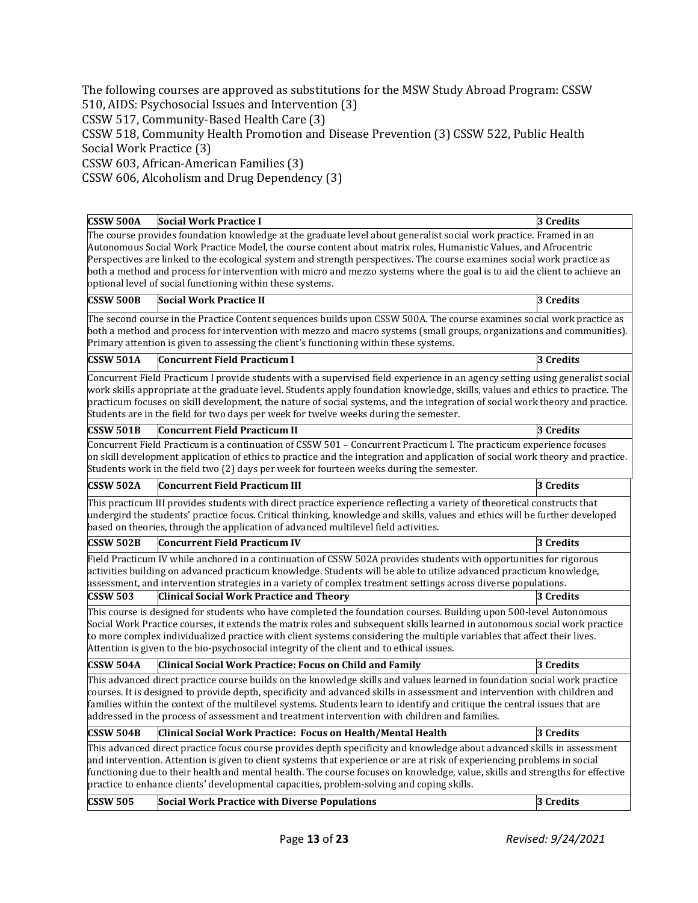The following courses are approved as substitutions for the MSW Study Abroad Program: CSSW 510, AIDS: Psychosocial Issues and Intervention (3)
CSSW 517, Community-Based Health Care (3)
CSSW 518, Community Health Promotion and Disease Prevention (3) CSSW 522, Public Health Social Work Practice (3)
CSSW 603, African-American Families (3)
CSSW 606, Alcoholism and Drug Dependency (3)

| **CSSW 500A** | **Social Work Practice I** | **3 Credits** |
|---|---|---|
| The course provides foundation knowledge at the graduate level about generalist social work practice. Framed in an Autonomous Social Work Practice Model, the course content about matrix roles, Humanistic Values, and Afrocentric Perspectives are linked to the ecological system and strength perspectives. The course examines social work practice as both a method and process for intervention with micro and mezzo systems where the goal is to aid the client to achieve an optional level of social functioning within these systems. | | |
| **CSSW 500B** | **Social Work Practice II** | **3 Credits** |
| The second course in the Practice Content sequences builds upon CSSW 500A. The course examines social work practice as both a method and process for intervention with mezzo and macro systems (small groups, organizations and communities). Primary attention is given to assessing the client's functioning within these systems. | | |
| **CSSW 501A** | **Concurrent Field Practicum I** | **3 Credits** |
| Concurrent Field Practicum I provide students with a supervised field experience in an agency setting using generalist social work skills appropriate at the graduate level. Students apply foundation knowledge, skills, values and ethics to practice. The practicum focuses on skill development, the nature of social systems, and the integration of social work theory and practice. Students are in the field for two days per week for twelve weeks during the semester. | | |
| **CSSW 501B** | **Concurrent Field Practicum II** | **3 Credits** |
| Concurrent Field Practicum is a continuation of CSSW 501 – Concurrent Practicum I. The practicum experience focuses on skill development application of ethics to practice and the integration and application of social work theory and practice. Students work in the field two (2) days per week for fourteen weeks during the semester. | | |
| **CSSW 502A** | **Concurrent Field Practicum III** | **3 Credits** |
| This practicum III provides students with direct practice experience reflecting a variety of theoretical constructs that undergird the students' practice focus. Critical thinking, knowledge and skills, values and ethics will be further developed based on theories, through the application of advanced multilevel field activities. | | |
| **CSSW 502B** | **Concurrent Field Practicum IV** | **3 Credits** |
| Field Practicum IV while anchored in a continuation of CSSW 502A provides students with opportunities for rigorous activities building on advanced practicum knowledge. Students will be able to utilize advanced practicum knowledge, assessment, and intervention strategies in a variety of complex treatment settings across diverse populations. | | |
| **CSSW 503** | **Clinical Social Work Practice and Theory** | **3 Credits** |
| This course is designed for students who have completed the foundation courses. Building upon 500-level Autonomous Social Work Practice courses, it extends the matrix roles and subsequent skills learned in autonomous social work practice to more complex individualized practice with client systems considering the multiple variables that affect their lives. Attention is given to the bio-psychosocial integrity of the client and to ethical issues. | | |
| **CSSW 504A** | **Clinical Social Work Practice: Focus on Child and Family** | **3 Credits** |
| This advanced direct practice course builds on the knowledge skills and values learned in foundation social work practice courses. It is designed to provide depth, specificity and advanced skills in assessment and intervention with children and families within the context of the multilevel systems. Students learn to identify and critique the central issues that are addressed in the process of assessment and treatment intervention with children and families. | | |
| **CSSW 504B** | **Clinical Social Work Practice: Focus on Health/Mental Health** | **3 Credits** |
| This advanced direct practice focus course provides depth specificity and knowledge about advanced skills in assessment and intervention. Attention is given to client systems that experience or are at risk of experiencing problems in social functioning due to their health and mental health. The course focuses on knowledge, value, skills and strengths for effective practice to enhance clients' developmental capacities, problem-solving and coping skills. | | |
| **CSSW 505** | **Social Work Practice with Diverse Populations** | **3 Credits** |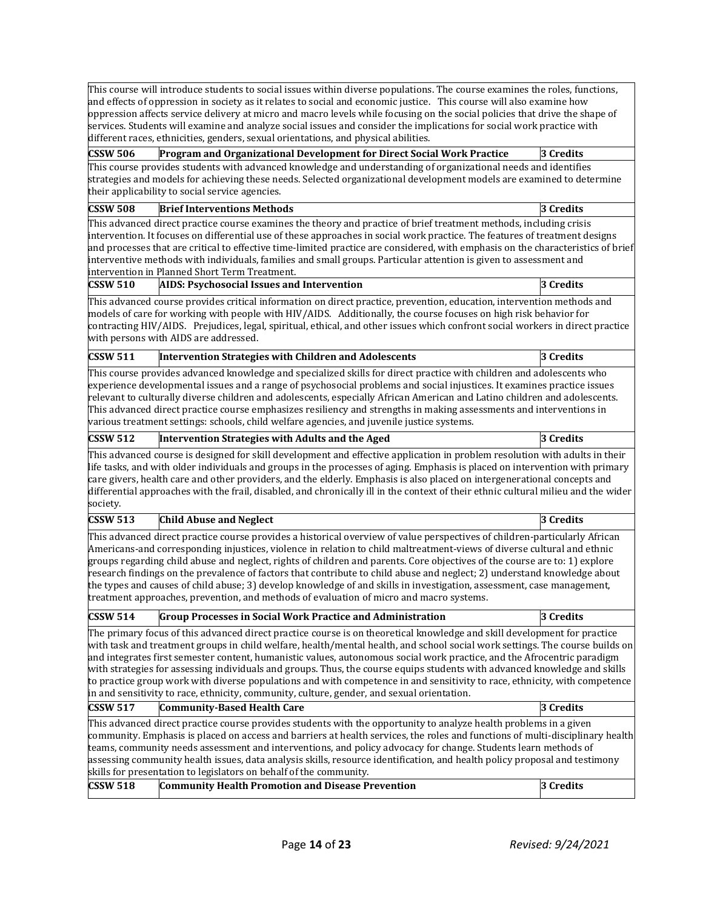This course will introduce students to social issues within diverse populations. The course examines the roles, functions, and effects of oppression in society as it relates to social and economic justice. This course will also examine how oppression affects service delivery at micro and macro levels while focusing on the social policies that drive the shape of services. Students will examine and analyze social issues and consider the implications for social work practice with different races, ethnicities, genders, sexual orientations, and physical abilities.

| **CSSW 506** | **Program and Organizational Development for Direct Social Work Practice** | **3 Credits** |
|---|---|---|

This course provides students with advanced knowledge and understanding of organizational needs and identifies strategies and models for achieving these needs. Selected organizational development models are examined to determine their applicability to social service agencies.

| **CSSW 508** | **Brief Interventions Methods** | **3 Credits** |
|---|---|---|

This advanced direct practice course examines the theory and practice of brief treatment methods, including crisis intervention. It focuses on differential use of these approaches in social work practice. The features of treatment designs and processes that are critical to effective time-limited practice are considered, with emphasis on the characteristics of brief interventive methods with individuals, families and small groups. Particular attention is given to assessment and intervention in Planned Short Term Treatment.

| **CSSW 510** | **AIDS: Psychosocial Issues and Intervention** | **3 Credits** |
|---|---|---|

This advanced course provides critical information on direct practice, prevention, education, intervention methods and models of care for working with people with HIV/AIDS. Additionally, the course focuses on high risk behavior for contracting HIV/AIDS. Prejudices, legal, spiritual, ethical, and other issues which confront social workers in direct practice with persons with AIDS are addressed.

| **CSSW 511** | **Intervention Strategies with Children and Adolescents** | **3 Credits** |
|---|---|---|

This course provides advanced knowledge and specialized skills for direct practice with children and adolescents who experience developmental issues and a range of psychosocial problems and social injustices. It examines practice issues relevant to culturally diverse children and adolescents, especially African American and Latino children and adolescents. This advanced direct practice course emphasizes resiliency and strengths in making assessments and interventions in various treatment settings: schools, child welfare agencies, and juvenile justice systems.

| **CSSW 512** | **Intervention Strategies with Adults and the Aged** | **3 Credits** |
|---|---|---|

This advanced course is designed for skill development and effective application in problem resolution with adults in their life tasks, and with older individuals and groups in the processes of aging. Emphasis is placed on intervention with primary care givers, health care and other providers, and the elderly. Emphasis is also placed on intergenerational concepts and differential approaches with the frail, disabled, and chronically ill in the context of their ethnic cultural milieu and the wider society.

| **CSSW 513** | **Child Abuse and Neglect** | **3 Credits** |
|---|---|---|

This advanced direct practice course provides a historical overview of value perspectives of children-particularly African Americans-and corresponding injustices, violence in relation to child maltreatment-views of diverse cultural and ethnic groups regarding child abuse and neglect, rights of children and parents. Core objectives of the course are to: 1) explore research findings on the prevalence of factors that contribute to child abuse and neglect; 2) understand knowledge about the types and causes of child abuse; 3) develop knowledge of and skills in investigation, assessment, case management, treatment approaches, prevention, and methods of evaluation of micro and macro systems.

| **CSSW 514** | **Group Processes in Social Work Practice and Administration** | **3 Credits** |
|---|---|---|

The primary focus of this advanced direct practice course is on theoretical knowledge and skill development for practice with task and treatment groups in child welfare, health/mental health, and school social work settings. The course builds on and integrates first semester content, humanistic values, autonomous social work practice, and the Afrocentric paradigm with strategies for assessing individuals and groups. Thus, the course equips students with advanced knowledge and skills to practice group work with diverse populations and with competence in and sensitivity to race, ethnicity, with competence in and sensitivity to race, ethnicity, community, culture, gender, and sexual orientation.

| **CSSW 517** | **Community-Based Health Care** | **3 Credits** |
|---|---|---|

This advanced direct practice course provides students with the opportunity to analyze health problems in a given community. Emphasis is placed on access and barriers at health services, the roles and functions of multi-disciplinary health teams, community needs assessment and interventions, and policy advocacy for change. Students learn methods of assessing community health issues, data analysis skills, resource identification, and health policy proposal and testimony skills for presentation to legislators on behalf of the community.

| **CSSW 518** | **Community Health Promotion and Disease Prevention** | **3 Credits** |
|---|---|---|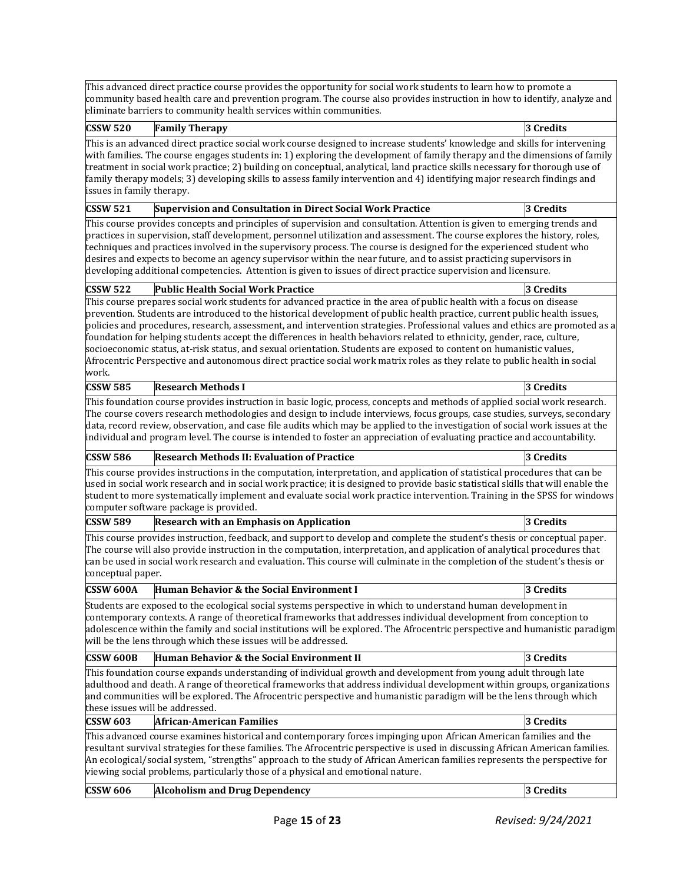This advanced direct practice course provides the opportunity for social work students to learn how to promote a community based health care and prevention program. The course also provides instruction in how to identify, analyze and eliminate barriers to community health services within communities.

| **CSSW 520** | **Family Therapy** | **3 Credits** |
|---|---|---|

This is an advanced direct practice social work course designed to increase students' knowledge and skills for intervening with families. The course engages students in: 1) exploring the development of family therapy and the dimensions of family treatment in social work practice; 2) building on conceptual, analytical, land practice skills necessary for thorough use of family therapy models; 3) developing skills to assess family intervention and 4) identifying major research findings and issues in family therapy.

| **CSSW 521** | **Supervision and Consultation in Direct Social Work Practice** | **3 Credits** |
|---|---|---|

This course provides concepts and principles of supervision and consultation. Attention is given to emerging trends and practices in supervision, staff development, personnel utilization and assessment. The course explores the history, roles, techniques and practices involved in the supervisory process. The course is designed for the experienced student who desires and expects to become an agency supervisor within the near future, and to assist practicing supervisors in developing additional competencies. Attention is given to issues of direct practice supervision and licensure.

| **CSSW 522** | **Public Health Social Work Practice** | **3 Credits** |
|---|---|---|

This course prepares social work students for advanced practice in the area of public health with a focus on disease prevention. Students are introduced to the historical development of public health practice, current public health issues, policies and procedures, research, assessment, and intervention strategies. Professional values and ethics are promoted as a foundation for helping students accept the differences in health behaviors related to ethnicity, gender, race, culture, socioeconomic status, at-risk status, and sexual orientation. Students are exposed to content on humanistic values, Afrocentric Perspective and autonomous direct practice social work matrix roles as they relate to public health in social work.

| **CSSW 585** | **Research Methods I** | **3 Credits** |
|---|---|---|

This foundation course provides instruction in basic logic, process, concepts and methods of applied social work research. The course covers research methodologies and design to include interviews, focus groups, case studies, surveys, secondary data, record review, observation, and case file audits which may be applied to the investigation of social work issues at the individual and program level. The course is intended to foster an appreciation of evaluating practice and accountability.

| **CSSW 586** | **Research Methods II: Evaluation of Practice** | **3 Credits** |
|---|---|---|

This course provides instructions in the computation, interpretation, and application of statistical procedures that can be used in social work research and in social work practice; it is designed to provide basic statistical skills that will enable the student to more systematically implement and evaluate social work practice intervention. Training in the SPSS for windows computer software package is provided.

| **CSSW 589** | **Research with an Emphasis on Application** | **3 Credits** |
|---|---|---|

This course provides instruction, feedback, and support to develop and complete the student's thesis or conceptual paper. The course will also provide instruction in the computation, interpretation, and application of analytical procedures that can be used in social work research and evaluation. This course will culminate in the completion of the student's thesis or conceptual paper.

| **CSSW 600A** | **Human Behavior & the Social Environment I** | **3 Credits** |
|---|---|---|

Students are exposed to the ecological social systems perspective in which to understand human development in contemporary contexts. A range of theoretical frameworks that addresses individual development from conception to adolescence within the family and social institutions will be explored. The Afrocentric perspective and humanistic paradigm will be the lens through which these issues will be addressed.

| **CSSW 600B** | **Human Behavior & the Social Environment II** | **3 Credits** |
|---|---|---|

This foundation course expands understanding of individual growth and development from young adult through late adulthood and death. A range of theoretical frameworks that address individual development within groups, organizations and communities will be explored. The Afrocentric perspective and humanistic paradigm will be the lens through which these issues will be addressed.

| **CSSW 603** | **African-American Families** | **3 Credits** |
|---|---|---|

This advanced course examines historical and contemporary forces impinging upon African American families and the resultant survival strategies for these families. The Afrocentric perspective is used in discussing African American families. An ecological/social system, "strengths" approach to the study of African American families represents the perspective for viewing social problems, particularly those of a physical and emotional nature.

| **CSSW 606** | **Alcoholism and Drug Dependency** | **3 Credits** |
|---|---|---|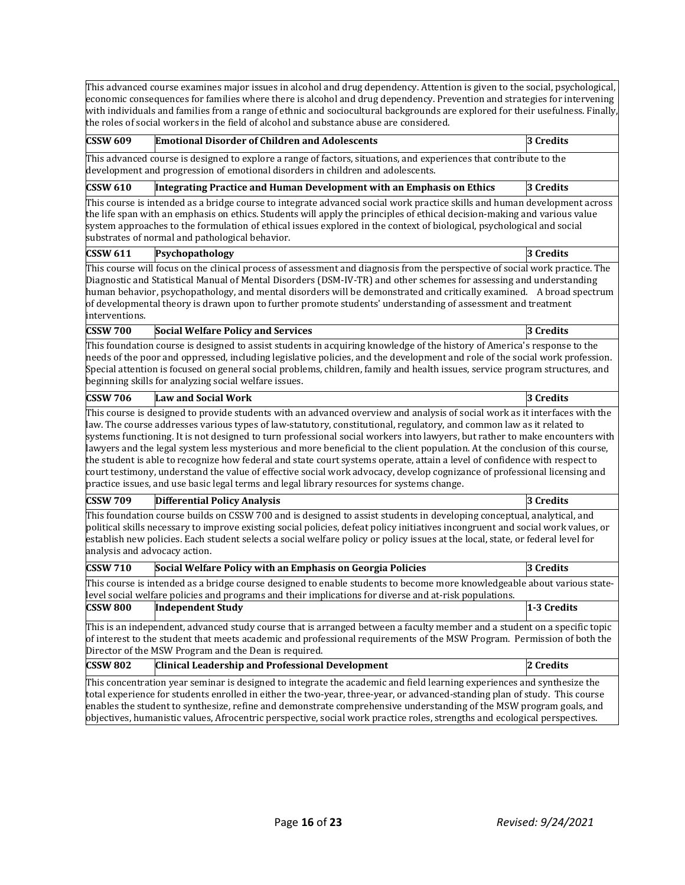This advanced course examines major issues in alcohol and drug dependency. Attention is given to the social, psychological, economic consequences for families where there is alcohol and drug dependency. Prevention and strategies for intervening with individuals and families from a range of ethnic and sociocultural backgrounds are explored for their usefulness. Finally, the roles of social workers in the field of alcohol and substance abuse are considered.

| **CSSW 609** | **Emotional Disorder of Children and Adolescents** | **3 Credits** |
|---|---|---|

This advanced course is designed to explore a range of factors, situations, and experiences that contribute to the development and progression of emotional disorders in children and adolescents.

| **CSSW 610** | **Integrating Practice and Human Development with an Emphasis on Ethics** | **3 Credits** |
|---|---|---|

This course is intended as a bridge course to integrate advanced social work practice skills and human development across the life span with an emphasis on ethics. Students will apply the principles of ethical decision-making and various value system approaches to the formulation of ethical issues explored in the context of biological, psychological and social substrates of normal and pathological behavior.

| **CSSW 611** | **Psychopathology** | **3 Credits** |
|---|---|---|

This course will focus on the clinical process of assessment and diagnosis from the perspective of social work practice. The Diagnostic and Statistical Manual of Mental Disorders (DSM-IV-TR) and other schemes for assessing and understanding human behavior, psychopathology, and mental disorders will be demonstrated and critically examined. A broad spectrum of developmental theory is drawn upon to further promote students' understanding of assessment and treatment interventions.

| **CSSW 700** | **Social Welfare Policy and Services** | **3 Credits** |
|---|---|---|

This foundation course is designed to assist students in acquiring knowledge of the history of America's response to the needs of the poor and oppressed, including legislative policies, and the development and role of the social work profession. Special attention is focused on general social problems, children, family and health issues, service program structures, and beginning skills for analyzing social welfare issues.

| **CSSW 706** | **Law and Social Work** | **3 Credits** |
|---|---|---|

This course is designed to provide students with an advanced overview and analysis of social work as it interfaces with the law. The course addresses various types of law-statutory, constitutional, regulatory, and common law as it related to systems functioning. It is not designed to turn professional social workers into lawyers, but rather to make encounters with lawyers and the legal system less mysterious and more beneficial to the client population. At the conclusion of this course, the student is able to recognize how federal and state court systems operate, attain a level of confidence with respect to court testimony, understand the value of effective social work advocacy, develop cognizance of professional licensing and practice issues, and use basic legal terms and legal library resources for systems change.

| **CSSW 709** | **Differential Policy Analysis** | **3 Credits** |
|---|---|---|

This foundation course builds on CSSW 700 and is designed to assist students in developing conceptual, analytical, and political skills necessary to improve existing social policies, defeat policy initiatives incongruent and social work values, or establish new policies. Each student selects a social welfare policy or policy issues at the local, state, or federal level for analysis and advocacy action.

| **CSSW 710** | **Social Welfare Policy with an Emphasis on Georgia Policies** | **3 Credits** |
|---|---|---|

This course is intended as a bridge course designed to enable students to become more knowledgeable about various state-level social welfare policies and programs and their implications for diverse and at-risk populations.

| **CSSW 800** | **Independent Study** | **1-3 Credits** |
|---|---|---|

This is an independent, advanced study course that is arranged between a faculty member and a student on a specific topic of interest to the student that meets academic and professional requirements of the MSW Program. Permission of both the Director of the MSW Program and the Dean is required.

| **CSSW 802** | **Clinical Leadership and Professional Development** | **2 Credits** |
|---|---|---|

This concentration year seminar is designed to integrate the academic and field learning experiences and synthesize the total experience for students enrolled in either the two-year, three-year, or advanced-standing plan of study. This course enables the student to synthesize, refine and demonstrate comprehensive understanding of the MSW program goals, and objectives, humanistic values, Afrocentric perspective, social work practice roles, strengths and ecological perspectives.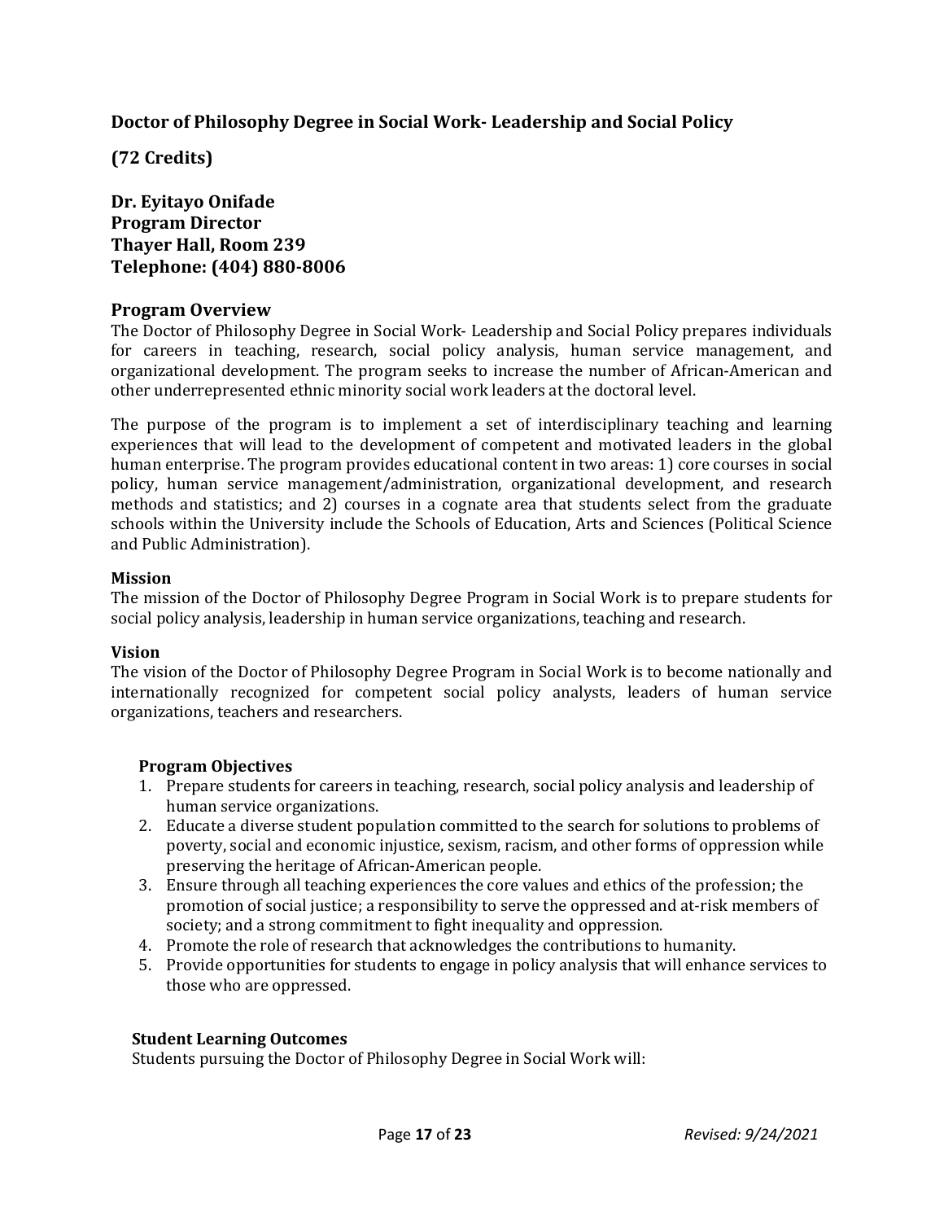## Doctor of Philosophy Degree in Social Work- Leadership and Social Policy

**(72 Credits)**

**Dr. Eyitayo Onifade**
**Program Director**
**Thayer Hall, Room 239**
**Telephone: (404) 880-8006**

### Program Overview

The Doctor of Philosophy Degree in Social Work- Leadership and Social Policy prepares individuals for careers in teaching, research, social policy analysis, human service management, and organizational development. The program seeks to increase the number of African-American and other underrepresented ethnic minority social work leaders at the doctoral level.

The purpose of the program is to implement a set of interdisciplinary teaching and learning experiences that will lead to the development of competent and motivated leaders in the global human enterprise. The program provides educational content in two areas: 1) core courses in social policy, human service management/administration, organizational development, and research methods and statistics; and 2) courses in a cognate area that students select from the graduate schools within the University include the Schools of Education, Arts and Sciences (Political Science and Public Administration).

**Mission**

The mission of the Doctor of Philosophy Degree Program in Social Work is to prepare students for social policy analysis, leadership in human service organizations, teaching and research.

**Vision**

The vision of the Doctor of Philosophy Degree Program in Social Work is to become nationally and internationally recognized for competent social policy analysts, leaders of human service organizations, teachers and researchers.

**Program Objectives**

1. Prepare students for careers in teaching, research, social policy analysis and leadership of human service organizations.
2. Educate a diverse student population committed to the search for solutions to problems of poverty, social and economic injustice, sexism, racism, and other forms of oppression while preserving the heritage of African-American people.
3. Ensure through all teaching experiences the core values and ethics of the profession; the promotion of social justice; a responsibility to serve the oppressed and at-risk members of society; and a strong commitment to fight inequality and oppression.
4. Promote the role of research that acknowledges the contributions to humanity.
5. Provide opportunities for students to engage in policy analysis that will enhance services to those who are oppressed.

**Student Learning Outcomes**

Students pursuing the Doctor of Philosophy Degree in Social Work will: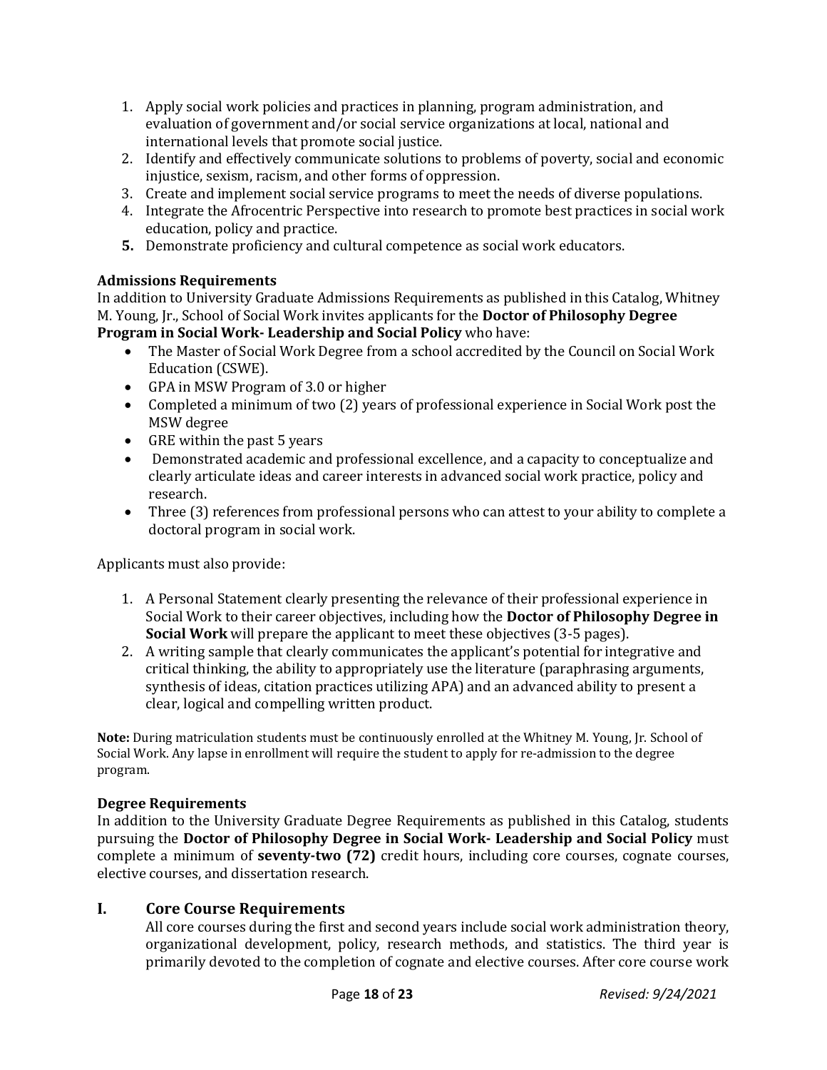1. Apply social work policies and practices in planning, program administration, and evaluation of government and/or social service organizations at local, national and international levels that promote social justice.
2. Identify and effectively communicate solutions to problems of poverty, social and economic injustice, sexism, racism, and other forms of oppression.
3. Create and implement social service programs to meet the needs of diverse populations.
4. Integrate the Afrocentric Perspective into research to promote best practices in social work education, policy and practice.
5. Demonstrate proficiency and cultural competence as social work educators.

**Admissions Requirements**

In addition to University Graduate Admissions Requirements as published in this Catalog, Whitney M. Young, Jr., School of Social Work invites applicants for the **Doctor of Philosophy Degree Program in Social Work- Leadership and Social Policy** who have:

- The Master of Social Work Degree from a school accredited by the Council on Social Work Education (CSWE).
- GPA in MSW Program of 3.0 or higher
- Completed a minimum of two (2) years of professional experience in Social Work post the MSW degree
- GRE within the past 5 years
- Demonstrated academic and professional excellence, and a capacity to conceptualize and clearly articulate ideas and career interests in advanced social work practice, policy and research.
- Three (3) references from professional persons who can attest to your ability to complete a doctoral program in social work.

Applicants must also provide:

1. A Personal Statement clearly presenting the relevance of their professional experience in Social Work to their career objectives, including how the **Doctor of Philosophy Degree in Social Work** will prepare the applicant to meet these objectives (3-5 pages).
2. A writing sample that clearly communicates the applicant's potential for integrative and critical thinking, the ability to appropriately use the literature (paraphrasing arguments, synthesis of ideas, citation practices utilizing APA) and an advanced ability to present a clear, logical and compelling written product.

**Note:** During matriculation students must be continuously enrolled at the Whitney M. Young, Jr. School of Social Work. Any lapse in enrollment will require the student to apply for re-admission to the degree program.

**Degree Requirements**

In addition to the University Graduate Degree Requirements as published in this Catalog, students pursuing the **Doctor of Philosophy Degree in Social Work- Leadership and Social Policy** must complete a minimum of **seventy-two (72)** credit hours, including core courses, cognate courses, elective courses, and dissertation research.

## I. Core Course Requirements

All core courses during the first and second years include social work administration theory, organizational development, policy, research methods, and statistics. The third year is primarily devoted to the completion of cognate and elective courses. After core course work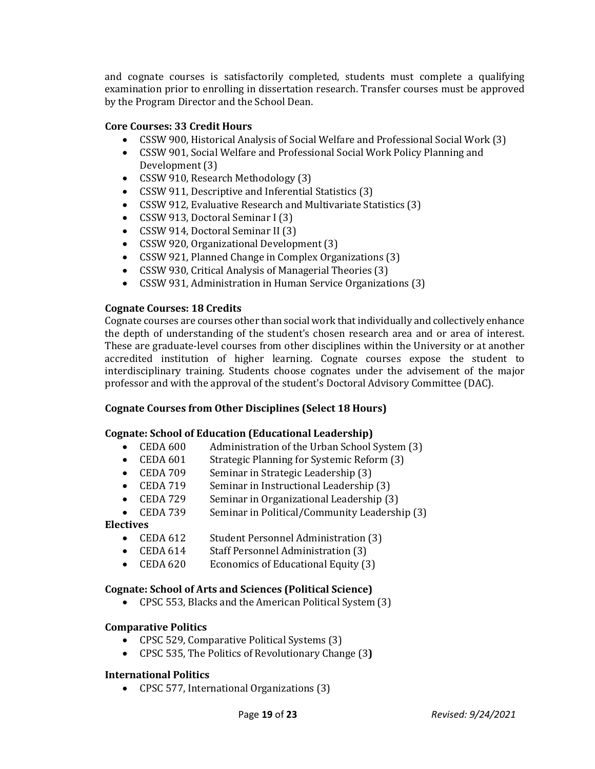and cognate courses is satisfactorily completed, students must complete a qualifying examination prior to enrolling in dissertation research. Transfer courses must be approved by the Program Director and the School Dean.

**Core Courses: 33 Credit Hours**

- CSSW 900, Historical Analysis of Social Welfare and Professional Social Work (3)
- CSSW 901, Social Welfare and Professional Social Work Policy Planning and Development (3)
- CSSW 910, Research Methodology (3)
- CSSW 911, Descriptive and Inferential Statistics (3)
- CSSW 912, Evaluative Research and Multivariate Statistics (3)
- CSSW 913, Doctoral Seminar I (3)
- CSSW 914, Doctoral Seminar II (3)
- CSSW 920, Organizational Development (3)
- CSSW 921, Planned Change in Complex Organizations (3)
- CSSW 930, Critical Analysis of Managerial Theories (3)
- CSSW 931, Administration in Human Service Organizations (3)

**Cognate Courses: 18 Credits**

Cognate courses are courses other than social work that individually and collectively enhance the depth of understanding of the student's chosen research area and or area of interest. These are graduate-level courses from other disciplines within the University or at another accredited institution of higher learning. Cognate courses expose the student to interdisciplinary training. Students choose cognates under the advisement of the major professor and with the approval of the student's Doctoral Advisory Committee (DAC).

**Cognate Courses from Other Disciplines (Select 18 Hours)**

**Cognate: School of Education (Educational Leadership)**

- CEDA 600 Administration of the Urban School System (3)
- CEDA 601 Strategic Planning for Systemic Reform (3)
- CEDA 709 Seminar in Strategic Leadership (3)
- CEDA 719 Seminar in Instructional Leadership (3)
- CEDA 729 Seminar in Organizational Leadership (3)
- CEDA 739 Seminar in Political/Community Leadership (3)

**Electives**

- CEDA 612 Student Personnel Administration (3)
- CEDA 614 Staff Personnel Administration (3)
- CEDA 620 Economics of Educational Equity (3)

**Cognate: School of Arts and Sciences (Political Science)**

- CPSC 553, Blacks and the American Political System (3)

**Comparative Politics**

- CPSC 529, Comparative Political Systems (3)
- CPSC 535, The Politics of Revolutionary Change (3)

**International Politics**

- CPSC 577, International Organizations (3)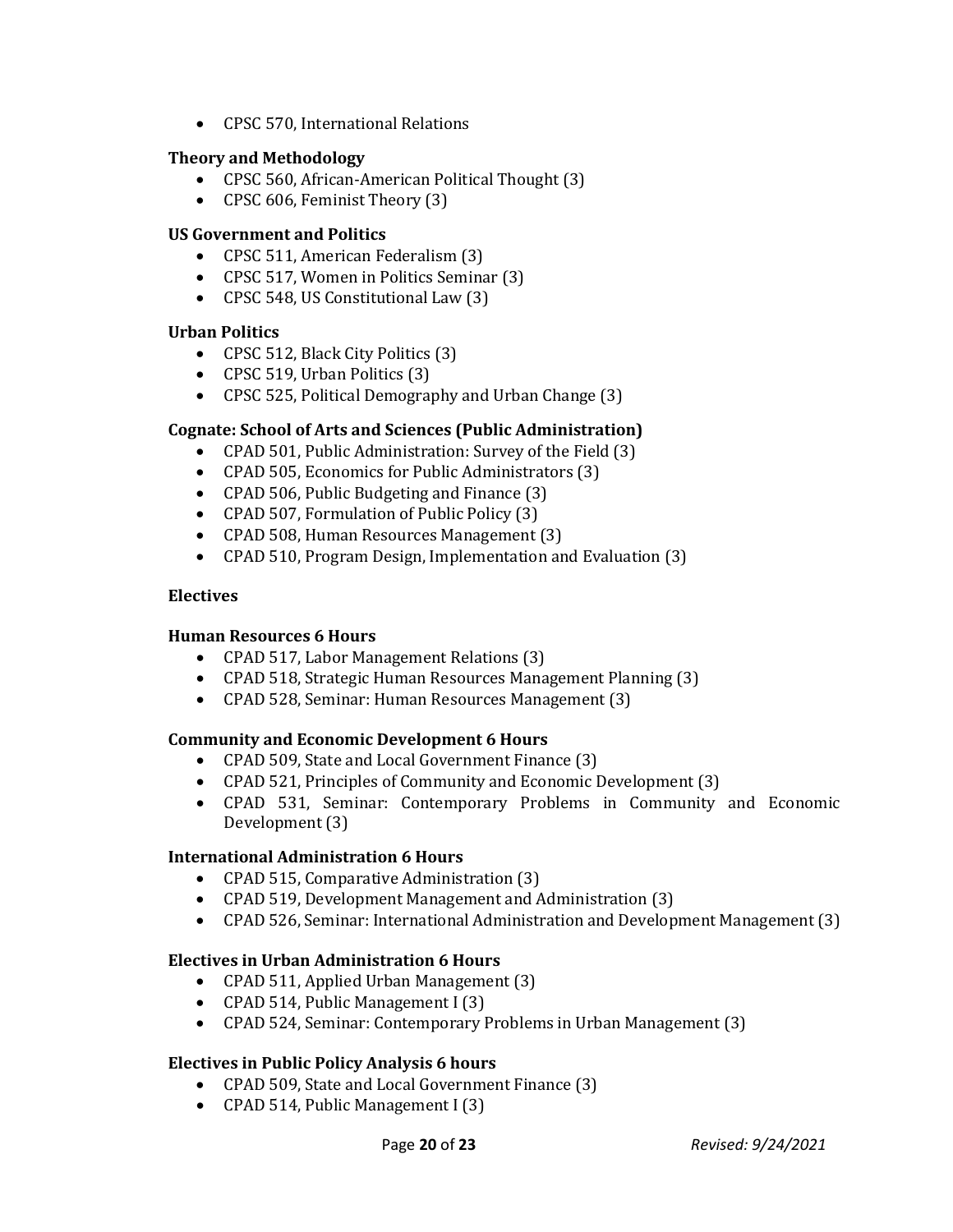- CPSC 570, International Relations

**Theory and Methodology**

- CPSC 560, African-American Political Thought (3)
- CPSC 606, Feminist Theory (3)

**US Government and Politics**

- CPSC 511, American Federalism (3)
- CPSC 517, Women in Politics Seminar (3)
- CPSC 548, US Constitutional Law (3)

**Urban Politics**

- CPSC 512, Black City Politics (3)
- CPSC 519, Urban Politics (3)
- CPSC 525, Political Demography and Urban Change (3)

**Cognate: School of Arts and Sciences (Public Administration)**

- CPAD 501, Public Administration: Survey of the Field (3)
- CPAD 505, Economics for Public Administrators (3)
- CPAD 506, Public Budgeting and Finance (3)
- CPAD 507, Formulation of Public Policy (3)
- CPAD 508, Human Resources Management (3)
- CPAD 510, Program Design, Implementation and Evaluation (3)

**Electives**

**Human Resources 6 Hours**

- CPAD 517, Labor Management Relations (3)
- CPAD 518, Strategic Human Resources Management Planning (3)
- CPAD 528, Seminar: Human Resources Management (3)

**Community and Economic Development 6 Hours**

- CPAD 509, State and Local Government Finance (3)
- CPAD 521, Principles of Community and Economic Development (3)
- CPAD 531, Seminar: Contemporary Problems in Community and Economic Development (3)

**International Administration 6 Hours**

- CPAD 515, Comparative Administration (3)
- CPAD 519, Development Management and Administration (3)
- CPAD 526, Seminar: International Administration and Development Management (3)

**Electives in Urban Administration 6 Hours**

- CPAD 511, Applied Urban Management (3)
- CPAD 514, Public Management I (3)
- CPAD 524, Seminar: Contemporary Problems in Urban Management (3)

**Electives in Public Policy Analysis 6 hours**

- CPAD 509, State and Local Government Finance (3)
- CPAD 514, Public Management I (3)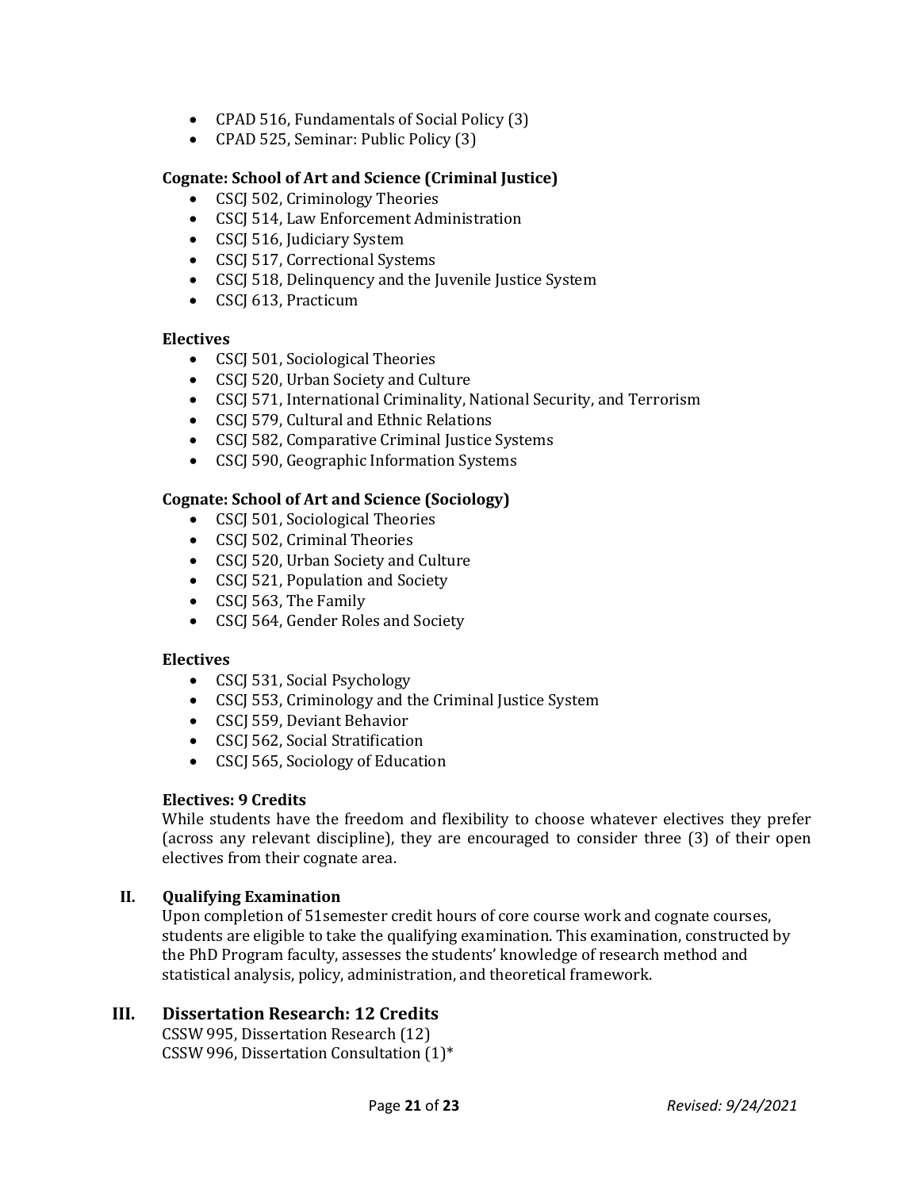- CPAD 516, Fundamentals of Social Policy (3)
- CPAD 525, Seminar: Public Policy (3)

**Cognate: School of Art and Science (Criminal Justice)**

- CSCJ 502, Criminology Theories
- CSCJ 514, Law Enforcement Administration
- CSCJ 516, Judiciary System
- CSCJ 517, Correctional Systems
- CSCJ 518, Delinquency and the Juvenile Justice System
- CSCJ 613, Practicum

**Electives**

- CSCJ 501, Sociological Theories
- CSCJ 520, Urban Society and Culture
- CSCJ 571, International Criminality, National Security, and Terrorism
- CSCJ 579, Cultural and Ethnic Relations
- CSCJ 582, Comparative Criminal Justice Systems
- CSCJ 590, Geographic Information Systems

**Cognate: School of Art and Science (Sociology)**

- CSCJ 501, Sociological Theories
- CSCJ 502, Criminal Theories
- CSCJ 520, Urban Society and Culture
- CSCJ 521, Population and Society
- CSCJ 563, The Family
- CSCJ 564, Gender Roles and Society

**Electives**

- CSCJ 531, Social Psychology
- CSCJ 553, Criminology and the Criminal Justice System
- CSCJ 559, Deviant Behavior
- CSCJ 562, Social Stratification
- CSCJ 565, Sociology of Education

**Electives: 9 Credits**

While students have the freedom and flexibility to choose whatever electives they prefer (across any relevant discipline), they are encouraged to consider three (3) of their open electives from their cognate area.

## II. Qualifying Examination

Upon completion of 51semester credit hours of core course work and cognate courses, students are eligible to take the qualifying examination. This examination, constructed by the PhD Program faculty, assesses the students' knowledge of research method and statistical analysis, policy, administration, and theoretical framework.

## III. Dissertation Research: 12 Credits

CSSW 995, Dissertation Research (12)
CSSW 996, Dissertation Consultation (1)*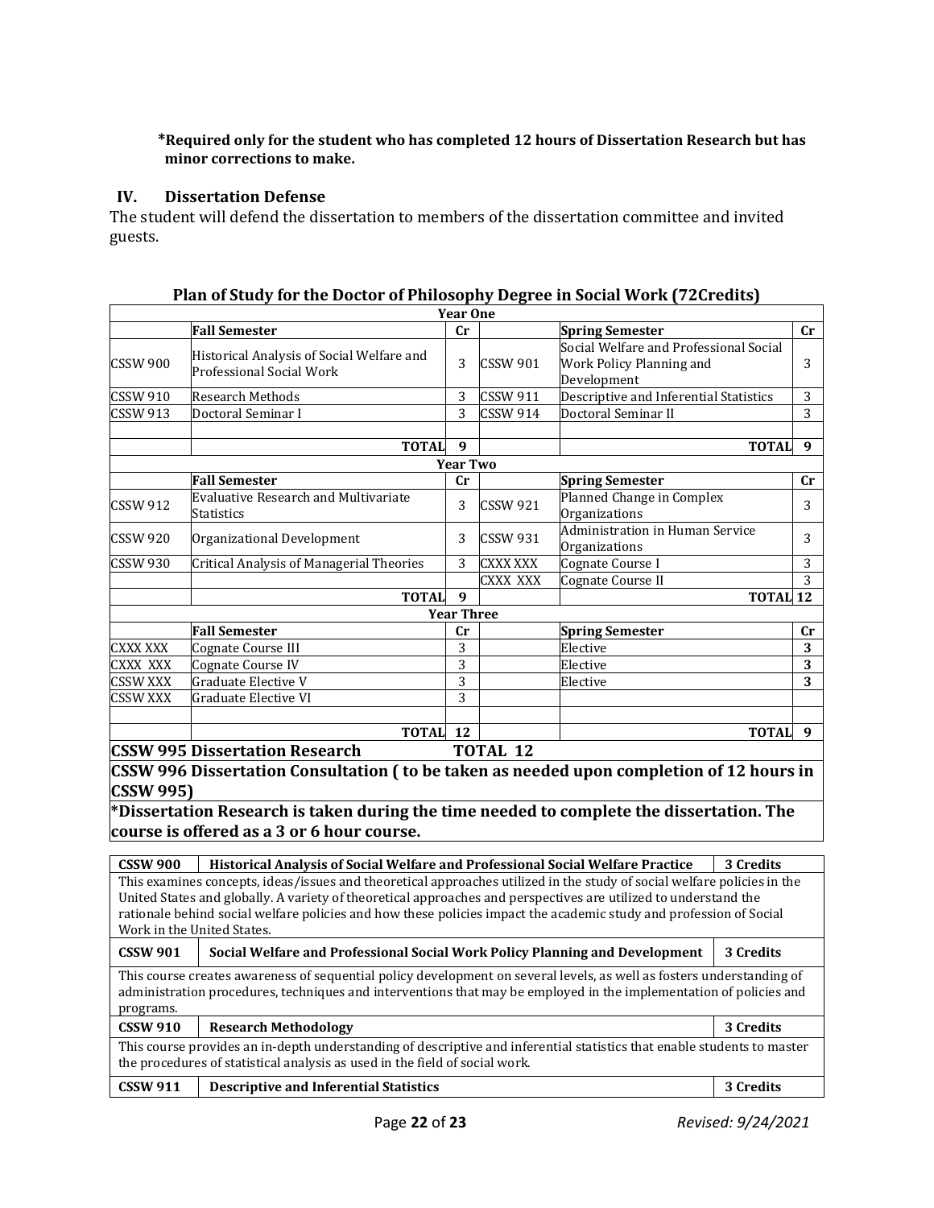**\*Required only for the student who has completed 12 hours of Dissertation Research but has minor corrections to make.**

## IV. Dissertation Defense

The student will defend the dissertation to members of the dissertation committee and invited guests.

### Plan of Study for the Doctor of Philosophy Degree in Social Work (72Credits)

| | | | | | |
|---|---|---|---|---|---|
| **Year One** | | | | | |
| | **Fall Semester** | **Cr** | | **Spring Semester** | **Cr** |
| CSSW 900 | Historical Analysis of Social Welfare and Professional Social Work | 3 | CSSW 901 | Social Welfare and Professional Social Work Policy Planning and Development | 3 |
| CSSW 910 | Research Methods | 3 | CSSW 911 | Descriptive and Inferential Statistics | 3 |
| CSSW 913 | Doctoral Seminar I | 3 | CSSW 914 | Doctoral Seminar II | 3 |
| | | | | | |
| | **TOTAL** | **9** | | **TOTAL** | **9** |
| **Year Two** | | | | | |
| | **Fall Semester** | **Cr** | | **Spring Semester** | **Cr** |
| CSSW 912 | Evaluative Research and Multivariate Statistics | 3 | CSSW 921 | Planned Change in Complex Organizations | 3 |
| CSSW 920 | Organizational Development | 3 | CSSW 931 | Administration in Human Service Organizations | 3 |
| CSSW 930 | Critical Analysis of Managerial Theories | 3 | CXXX XXX | Cognate Course I | 3 |
| | | | CXXX XXX | Cognate Course II | 3 |
| | **TOTAL** | **9** | | **TOTAL** | **12** |
| **Year Three** | | | | | |
| | **Fall Semester** | **Cr** | | **Spring Semester** | **Cr** |
| CXXX XXX | Cognate Course III | 3 | | Elective | **3** |
| CXXX XXX | Cognate Course IV | 3 | | Elective | **3** |
| CSSW XXX | Graduate Elective V | 3 | | Elective | **3** |
| CSSW XXX | Graduate Elective VI | 3 | | | |
| | | | | | |
| | **TOTAL** | **12** | | **TOTAL** | **9** |
| **CSSW 995 Dissertation Research** | | **TOTAL 12** | | | |
| **CSSW 996 Dissertation Consultation ( to be taken as needed upon completion of 12 hours in CSSW 995)** | | | | | |
| **\*Dissertation Research is taken during the time needed to complete the dissertation. The course is offered as a 3 or 6 hour course.** | | | | | |

| **CSSW 900** | **Historical Analysis of Social Welfare and Professional Social Welfare Practice** | **3 Credits** |
|---|---|---|
| This examines concepts, ideas/issues and theoretical approaches utilized in the study of social welfare policies in the United States and globally. A variety of theoretical approaches and perspectives are utilized to understand the rationale behind social welfare policies and how these policies impact the academic study and profession of Social Work in the United States. | | |
| **CSSW 901** | **Social Welfare and Professional Social Work Policy Planning and Development** | **3 Credits** |
| This course creates awareness of sequential policy development on several levels, as well as fosters understanding of administration procedures, techniques and interventions that may be employed in the implementation of policies and programs. | | |
| **CSSW 910** | **Research Methodology** | **3 Credits** |
| This course provides an in-depth understanding of descriptive and inferential statistics that enable students to master the procedures of statistical analysis as used in the field of social work. | | |
| **CSSW 911** | **Descriptive and Inferential Statistics** | **3 Credits** |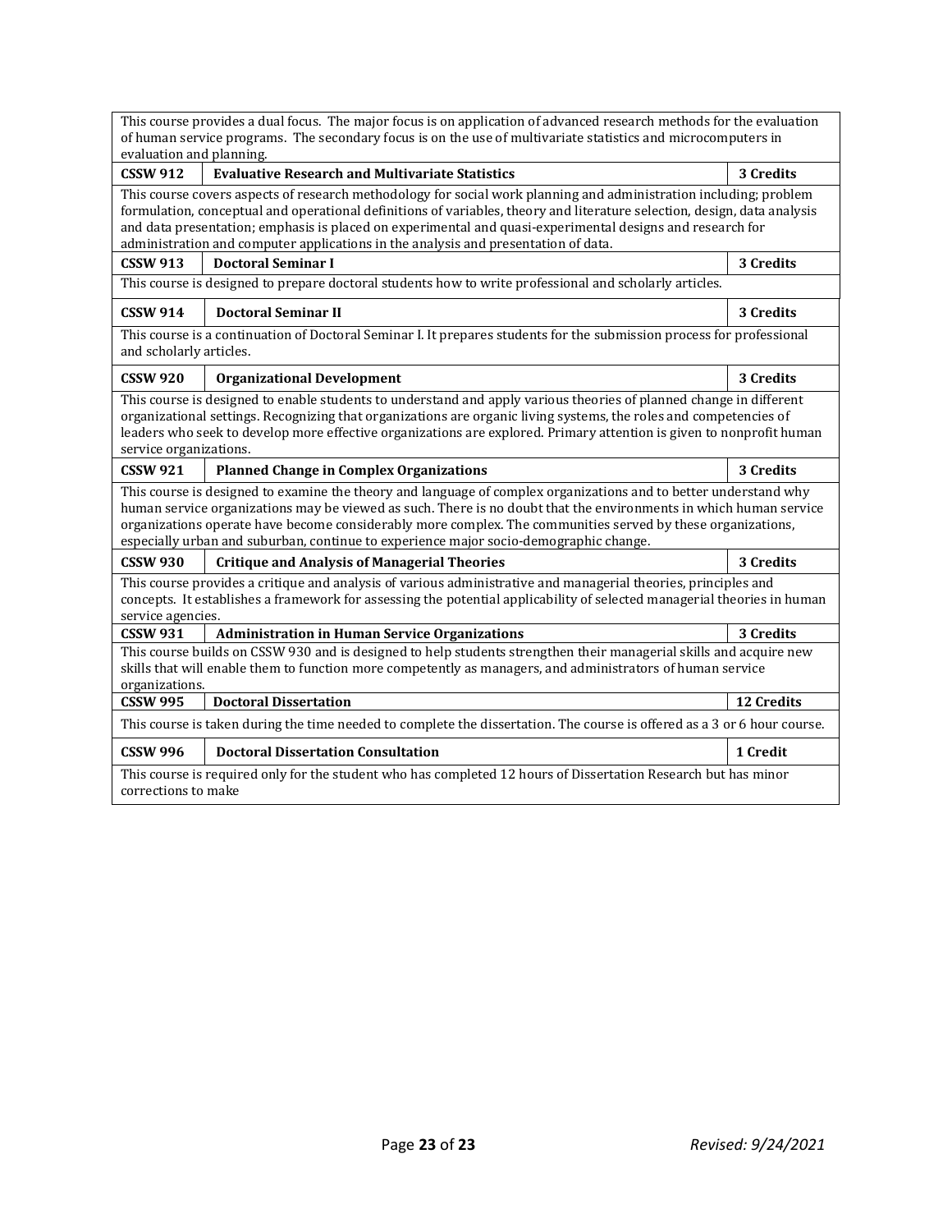| | | |
|---|---|---|
| This course provides a dual focus. The major focus is on application of advanced research methods for the evaluation of human service programs. The secondary focus is on the use of multivariate statistics and microcomputers in evaluation and planning. | | |
| **CSSW 912** | **Evaluative Research and Multivariate Statistics** | **3 Credits** |
| This course covers aspects of research methodology for social work planning and administration including; problem formulation, conceptual and operational definitions of variables, theory and literature selection, design, data analysis and data presentation; emphasis is placed on experimental and quasi-experimental designs and research for administration and computer applications in the analysis and presentation of data. | | |
| **CSSW 913** | **Doctoral Seminar I** | **3 Credits** |
| This course is designed to prepare doctoral students how to write professional and scholarly articles. | | |
| **CSSW 914** | **Doctoral Seminar II** | **3 Credits** |
| This course is a continuation of Doctoral Seminar I. It prepares students for the submission process for professional and scholarly articles. | | |
| **CSSW 920** | **Organizational Development** | **3 Credits** |
| This course is designed to enable students to understand and apply various theories of planned change in different organizational settings. Recognizing that organizations are organic living systems, the roles and competencies of leaders who seek to develop more effective organizations are explored. Primary attention is given to nonprofit human service organizations. | | |
| **CSSW 921** | **Planned Change in Complex Organizations** | **3 Credits** |
| This course is designed to examine the theory and language of complex organizations and to better understand why human service organizations may be viewed as such. There is no doubt that the environments in which human service organizations operate have become considerably more complex. The communities served by these organizations, especially urban and suburban, continue to experience major socio-demographic change. | | |
| **CSSW 930** | **Critique and Analysis of Managerial Theories** | **3 Credits** |
| This course provides a critique and analysis of various administrative and managerial theories, principles and concepts. It establishes a framework for assessing the potential applicability of selected managerial theories in human service agencies. | | |
| **CSSW 931** | **Administration in Human Service Organizations** | **3 Credits** |
| This course builds on CSSW 930 and is designed to help students strengthen their managerial skills and acquire new skills that will enable them to function more competently as managers, and administrators of human service organizations. | | |
| **CSSW 995** | **Doctoral Dissertation** | **12 Credits** |
| This course is taken during the time needed to complete the dissertation. The course is offered as a 3 or 6 hour course. | | |
| **CSSW 996** | **Doctoral Dissertation Consultation** | **1 Credit** |
| This course is required only for the student who has completed 12 hours of Dissertation Research but has minor corrections to make | | |

*Revised: 9/24/2021*